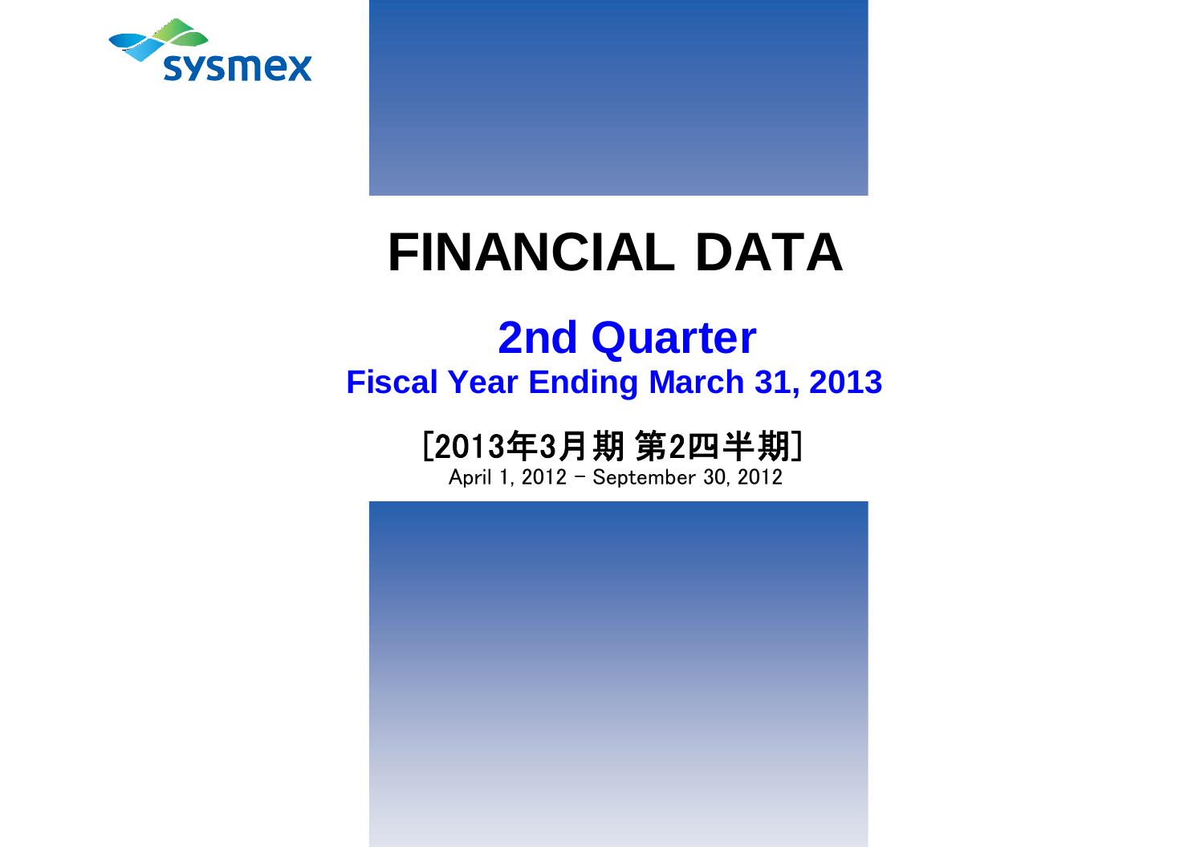sysmex

# FINANCIAL DATA

## 2nd Quarter

### Fiscal Year Ending March 31, 2013

[2013年3月期 第2四半期]

April 1, 2012 - September 30, 2012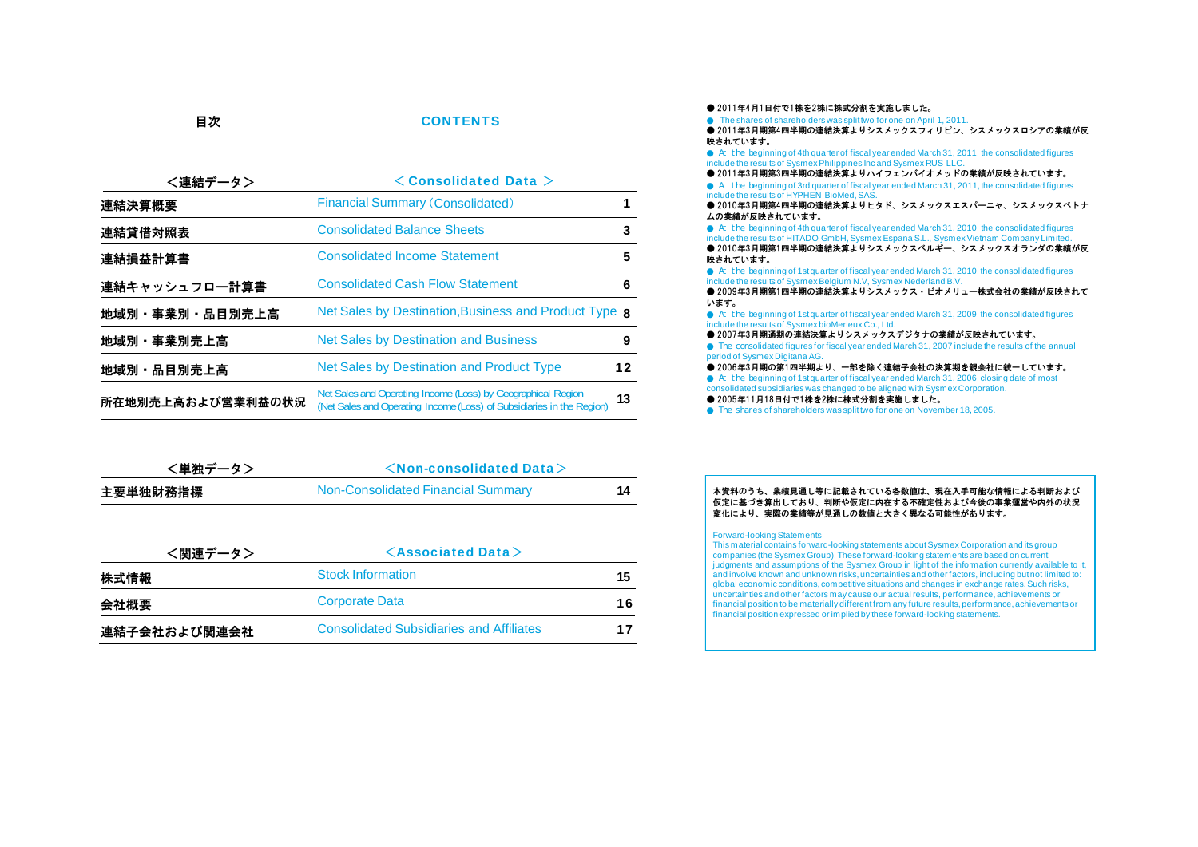| 目次 | CONTENTS | |
|---|---|---|
| **<連結データ>** | **< Consolidated Data >** | |
| **連結決算概要** | Financial Summary (Consolidated) | 1 |
| **連結貸借対照表** | Consolidated Balance Sheets | 3 |
| **連結損益計算書** | Consolidated Income Statement | 5 |
| **連結キャッシュフロー計算書** | Consolidated Cash Flow Statement | 6 |
| **地域別・事業別・品目別売上高** | Net Sales by Destination,Business and Product Type | 8 |
| **地域別・事業別売上高** | Net Sales by Destination and Business | 9 |
| **地域別・品目別売上高** | Net Sales by Destination and Product Type | 12 |
| **所在地別売上高および営業利益の状況** | Net Sales and Operating Income (Loss) by Geographical Region (Net Sales and Operating Income (Loss) of Subsidiaries in the Region) | 13 |
| **<単独データ>** | **<Non-consolidated Data>** | |
| **主要単独財務指標** | Non-Consolidated Financial Summary | 14 |
| **<関連データ>** | **<Associated Data>** | |
| **株式情報** | Stock Information | 15 |
| **会社概要** | Corporate Data | 16 |
| **連結子会社および関連会社** | Consolidated Subsidiaries and Affiliates | 17 |

- 2011年4月1日付で1株を2株に株式分割を実施しました。
- The shares of shareholders was split two for one on April 1, 2011.
- 2011年3月期第4四半期の連結決算よりシスメックスフィリピン、シスメックスロシアの業績が反映されています。
- At the beginning of 4th quarter of fiscal year ended March 31, 2011, the consolidated figures include the results of Sysmex Philippines Inc and Sysmex RUS LLC.
- 2011年3月期第3四半期の連結決算よりハイフェンバイオメッドの業績が反映されています。
- At the beginning of 3rd quarter of fiscal year ended March 31, 2011, the consolidated figures include the results of HYPHEN BioMed, SAS.
- 2010年3月期第4四半期の連結決算よりヒタド、シスメックスエスパーニャ、シスメックスベトナムの業績が反映されています。
- At the beginning of 4th quarter of fiscal year ended March 31, 2010, the consolidated figures include the results of HITADO GmbH, Sysmex Espana S.L., Sysmex Vietnam Company Limited.
- 2010年3月期第1四半期の連結決算よりシスメックスベルギー、シスメックスオランダの業績が反映されています。
- At the beginning of 1st quarter of fiscal year ended March 31, 2010, the consolidated figures include the results of Sysmex Belgium N.V, Sysmex Nederland B.V.
- 2009年3月期第1四半期の連結決算よりシスメックス・ビオメリュー株式会社の業績が反映されています。
- At the beginning of 1st quarter of fiscal year ended March 31, 2009, the consolidated figures include the results of Sysmex bioMerieux Co., Ltd.
- 2007年3月期通期の連結決算よりシスメックスデジタナの業績が反映されています。
- The consolidated figures for fiscal year ended March 31, 2007 include the results of the annual period of Sysmex Digitana AG.
- 2006年3月期の第1四半期より、一部を除く連結子会社の決算期を親会社に統一しています。
- At the beginning of 1st quarter of fiscal year ended March 31, 2006, closing date of most consolidated subsidiaries was changed to be aligned with Sysmex Corporation.
- 2005年11月18日付で1株を2株に株式分割を実施しました。
- The shares of shareholders was split two for one on November 18, 2005.

**本資料のうち、業績見通し等に記載されている各数値は、現在入手可能な情報による判断および仮定に基づき算出しており、判断や仮定に内在する不確定性および今後の事業運営や内外の状況変化により、実際の業績等が見通しの数値と大きく異なる可能性があります。**

Forward-looking Statements
This material contains forward-looking statements about Sysmex Corporation and its group companies (the Sysmex Group). These forward-looking statements are based on current judgments and assumptions of the Sysmex Group in light of the information currently available to it, and involve known and unknown risks, uncertainties and other factors, including but not limited to: global economic conditions, competitive situations and changes in exchange rates. Such risks, uncertainties and other factors may cause our actual results, performance, achievements or financial position to be materially different from any future results, performance, achievements or financial position expressed or implied by these forward-looking statements.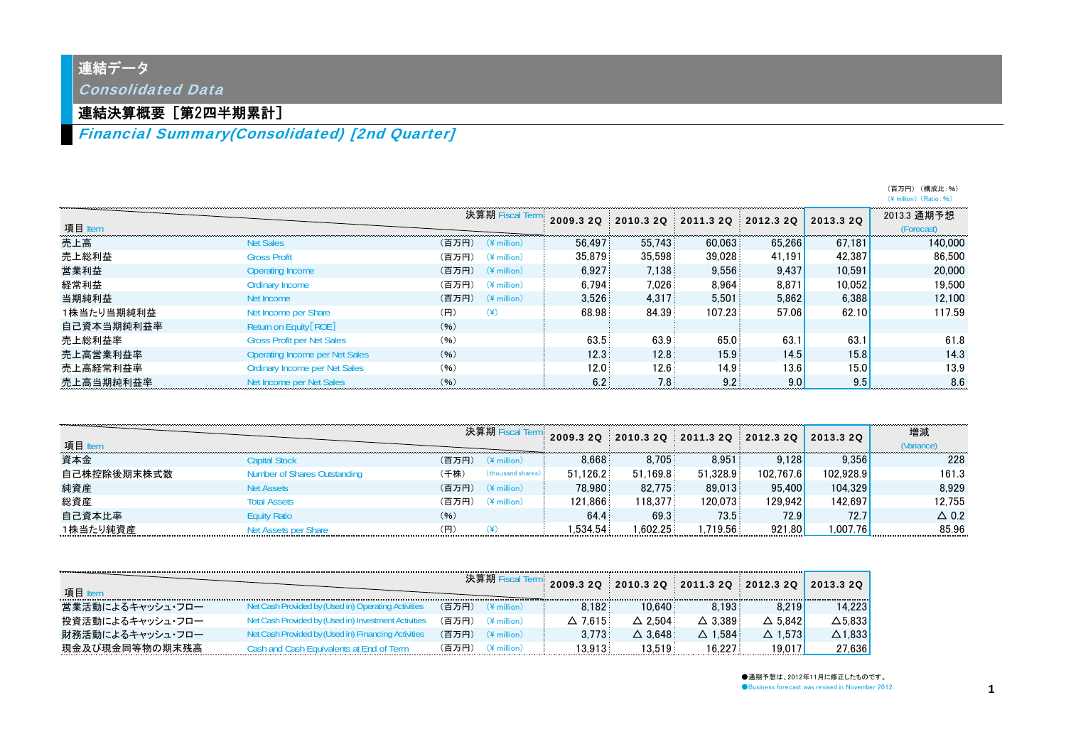# 連結データ

*Consolidated Data*

## 連結決算概要［第2四半期累計］

*Financial Summary(Consolidated) [2nd Quarter]*

（百万円）（構成比：%）
(¥ million) (Ratio : %)

| 項目 Item | | | 決算期 Fiscal Term | 2009.3 2Q | 2010.3 2Q | 2011.3 2Q | 2012.3 2Q | 2013.3 2Q | 2013.3 通期予想 (Forecast) |
|---|---|---|---|---|---|---|---|---|---|
| 売上高 | Net Sales | (百万円) | (¥ million) | 56,497 | 55,743 | 60,063 | 65,266 | 67,181 | 140,000 |
| 売上総利益 | Gross Profit | (百万円) | (¥ million) | 35,879 | 35,598 | 39,028 | 41,191 | 42,387 | 86,500 |
| 営業利益 | Operating Income | (百万円) | (¥ million) | 6,927 | 7,138 | 9,556 | 9,437 | 10,591 | 20,000 |
| 経常利益 | Ordinary Income | (百万円) | (¥ million) | 6,794 | 7,026 | 8,964 | 8,871 | 10,052 | 19,500 |
| 当期純利益 | Net Income | (百万円) | (¥ million) | 3,526 | 4,317 | 5,501 | 5,862 | 6,388 | 12,100 |
| 1株当たり当期純利益 | Net Income per Share | (円) | (¥) | 68.98 | 84.39 | 107.23 | 57.06 | 62.10 | 117.59 |
| 自己資本当期純利益率 | Return on Equity[ROE] | (%) | | | | | | | |
| 売上総利益率 | Gross Profit per Net Sales | (%) | | 63.5 | 63.9 | 65.0 | 63.1 | 63.1 | 61.8 |
| 売上高営業利益率 | Operating Income per Net Sales | (%) | | 12.3 | 12.8 | 15.9 | 14.5 | 15.8 | 14.3 |
| 売上高経常利益率 | Ordinary Income per Net Sales | (%) | | 12.0 | 12.6 | 14.9 | 13.6 | 15.0 | 13.9 |
| 売上高当期純利益率 | Net Income per Net Sales | (%) | | 6.2 | 7.8 | 9.2 | 9.0 | 9.5 | 8.6 |

| 項目 Item | | | 決算期 Fiscal Term | 2009.3 2Q | 2010.3 2Q | 2011.3 2Q | 2012.3 2Q | 2013.3 2Q | 増減 (Variance) |
|---|---|---|---|---|---|---|---|---|---|
| 資本金 | Capital Stock | (百万円) | (¥ million) | 8,668 | 8,705 | 8,951 | 9,128 | 9,356 | 228 |
| 自己株控除後期末株式数 | Number of Shares Outstanding | (千株) | (thousand shares) | 51,126.2 | 51,169.8 | 51,328.9 | 102,767.6 | 102,928.9 | 161.3 |
| 純資産 | Net Assets | (百万円) | (¥ million) | 78,980 | 82,775 | 89,013 | 95,400 | 104,329 | 8,929 |
| 総資産 | Total Assets | (百万円) | (¥ million) | 121,866 | 118,377 | 120,073 | 129,942 | 142,697 | 12,755 |
| 自己資本比率 | Equity Ratio | (%) | | 64.4 | 69.3 | 73.5 | 72.9 | 72.7 | △ 0.2 |
| 1株当たり純資産 | Net Assets per Share | (円) | (¥) | 1,534.54 | 1,602.25 | 1,719.56 | 921.80 | 1,007.76 | 85.96 |

| 項目 Item | | | 決算期 Fiscal Term | 2009.3 2Q | 2010.3 2Q | 2011.3 2Q | 2012.3 2Q | 2013.3 2Q |
|---|---|---|---|---|---|---|---|---|
| 営業活動によるキャッシュ・フロー | Net Cash Provided by (Used in) Operating Activities | (百万円) | (¥ million) | 8,182 | 10,640 | 8,193 | 8,219 | 14,223 |
| 投資活動によるキャッシュ・フロー | Net Cash Provided by (Used in) Investment Activities | (百万円) | (¥ million) | △ 7,615 | △ 2,504 | △ 3,389 | △ 5,842 | △5,833 |
| 財務活動によるキャッシュ・フロー | Net Cash Provided by (Used in) Financing Activities | (百万円) | (¥ million) | 3,773 | △ 3,648 | △ 1,584 | △ 1,573 | △1,833 |
| 現金及び現金同等物の期末残高 | Cash and Cash Equivalents at End of Term | (百万円) | (¥ million) | 13,913 | 13,519 | 16,227 | 19,017 | 27,636 |

●通期予想は、2012年11月に修正したものです。
●Business forecast was revised in November 2012.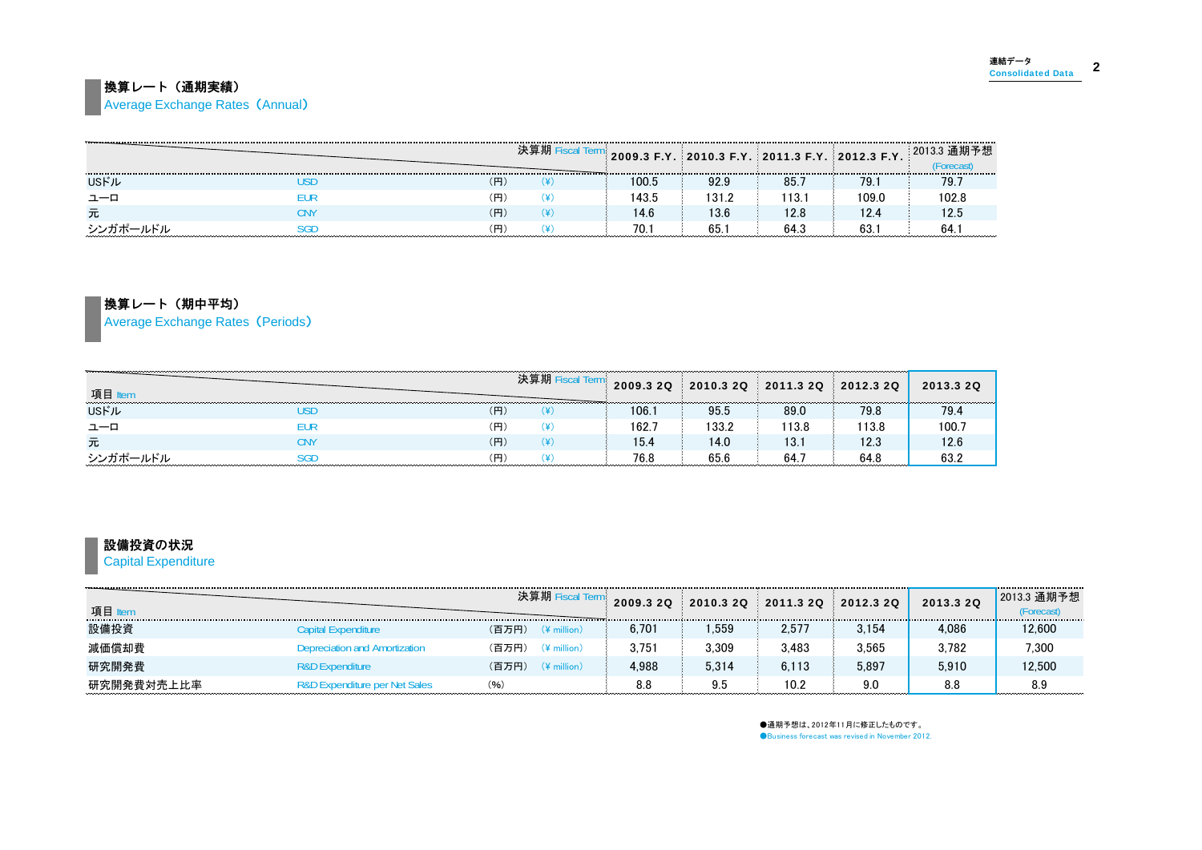## 換算レート（通期実績）
Average Exchange Rates（Annual）

| 決算期 Fiscal Term | | | | 2009.3 F.Y. | 2010.3 F.Y. | 2011.3 F.Y. | 2012.3 F.Y. | 2013.3 通期予想 (Forecast) |
|---|---|---|---|---|---|---|---|---|
| USドル | USD | (円) | (¥) | 100.5 | 92.9 | 85.7 | 79.1 | 79.7 |
| ユーロ | EUR | (円) | (¥) | 143.5 | 131.2 | 113.1 | 109.0 | 102.8 |
| 元 | CNY | (円) | (¥) | 14.6 | 13.6 | 12.8 | 12.4 | 12.5 |
| シンガポールドル | SGD | (円) | (¥) | 70.1 | 65.1 | 64.3 | 63.1 | 64.1 |

## 換算レート（期中平均）
Average Exchange Rates（Periods）

| 項目 Item / 決算期 Fiscal Term | | | | 2009.3 2Q | 2010.3 2Q | 2011.3 2Q | 2012.3 2Q | 2013.3 2Q |
|---|---|---|---|---|---|---|---|---|
| USドル | USD | (円) | (¥) | 106.1 | 95.5 | 89.0 | 79.8 | 79.4 |
| ユーロ | EUR | (円) | (¥) | 162.7 | 133.2 | 113.8 | 113.8 | 100.7 |
| 元 | CNY | (円) | (¥) | 15.4 | 14.0 | 13.1 | 12.3 | 12.6 |
| シンガポールドル | SGD | (円) | (¥) | 76.8 | 65.6 | 64.7 | 64.8 | 63.2 |

## 設備投資の状況
Capital Expenditure

| 項目 Item / 決算期 Fiscal Term | | | | 2009.3 2Q | 2010.3 2Q | 2011.3 2Q | 2012.3 2Q | 2013.3 2Q | 2013.3 通期予想 (Forecast) |
|---|---|---|---|---|---|---|---|---|---|
| 設備投資 | Capital Expenditure | (百万円) | (¥ million) | 6,701 | 1,559 | 2,577 | 3,154 | 4,086 | 12,600 |
| 減価償却費 | Depreciation and Amortization | (百万円) | (¥ million) | 3,751 | 3,309 | 3,483 | 3,565 | 3,782 | 7,300 |
| 研究開発費 | R&D Expenditure | (百万円) | (¥ million) | 4,988 | 5,314 | 6,113 | 5,897 | 5,910 | 12,500 |
| 研究開発費対売上比率 | R&D Expenditure per Net Sales | (%) | | 8.8 | 9.5 | 10.2 | 9.0 | 8.8 | 8.9 |

●通期予想は、2012年11月に修正したものです。
●Business forecast was revised in November 2012.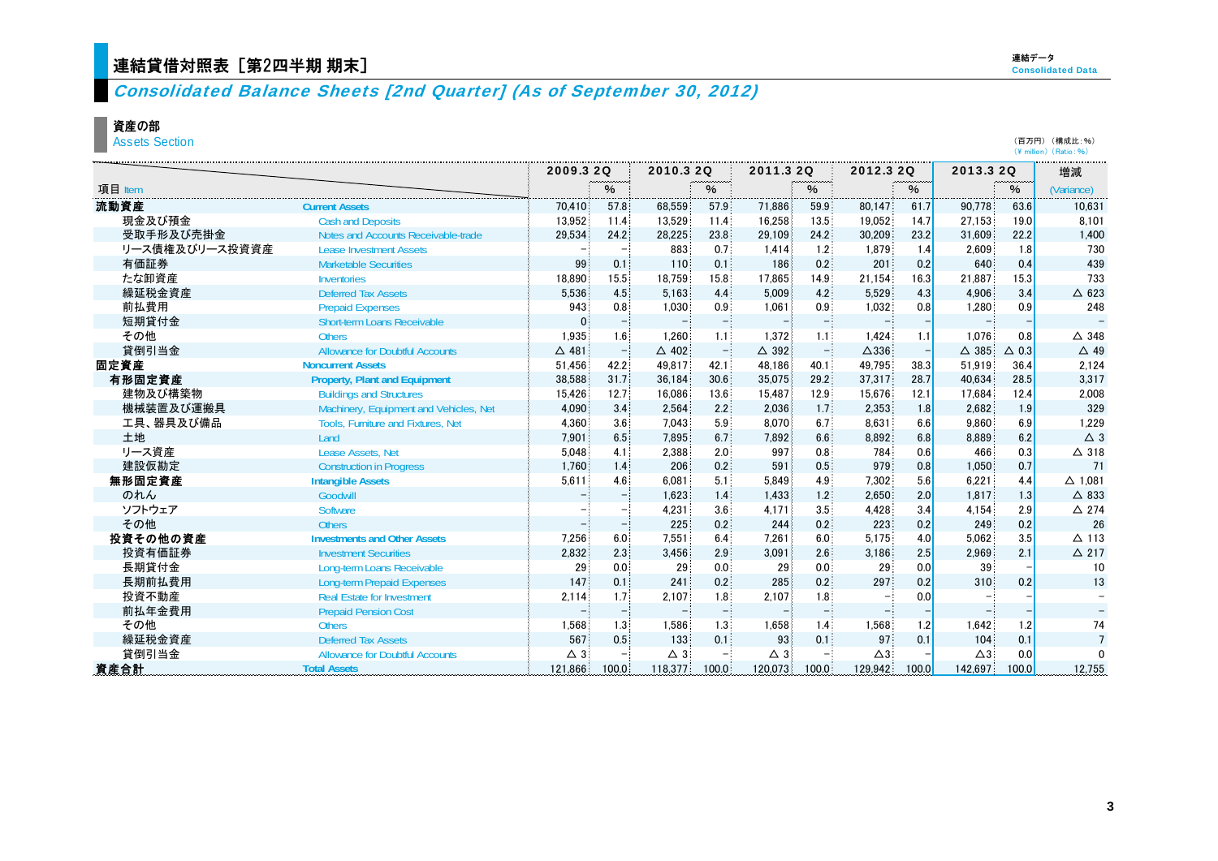# 連結貸借対照表［第2四半期 期末］

## *Consolidated Balance Sheets [2nd Quarter] (As of September 30, 2012)*

### 資産の部
Assets Section

（百万円）（構成比：%）
(¥ million) (Ratio: %)

| 項目 Item | | 2009.3 2Q | % | 2010.3 2Q | % | 2011.3 2Q | % | 2012.3 2Q | % | 2013.3 2Q | % | 増減 (Variance) |
|---|---|---|---|---|---|---|---|---|---|---|---|---|
| **流動資産** | **Current Assets** | 70,410 | 57.8 | 68,559 | 57.9 | 71,886 | 59.9 | 80,147 | 61.7 | 90,778 | 63.6 | 10,631 |
| 現金及び預金 | Cash and Deposits | 13,952 | 11.4 | 13,529 | 11.4 | 16,258 | 13.5 | 19,052 | 14.7 | 27,153 | 19.0 | 8,101 |
| 受取手形及び売掛金 | Notes and Accounts Receivable-trade | 29,534 | 24.2 | 28,225 | 23.8 | 29,109 | 24.2 | 30,209 | 23.2 | 31,609 | 22.2 | 1,400 |
| リース債権及びリース投資資産 | Lease Investment Assets | – | – | 883 | 0.7 | 1,414 | 1.2 | 1,879 | 1.4 | 2,609 | 1.8 | 730 |
| 有価証券 | Marketable Securities | 99 | 0.1 | 110 | 0.1 | 186 | 0.2 | 201 | 0.2 | 640 | 0.4 | 439 |
| たな卸資産 | Inventories | 18,890 | 15.5 | 18,759 | 15.8 | 17,865 | 14.9 | 21,154 | 16.3 | 21,887 | 15.3 | 733 |
| 繰延税金資産 | Deferred Tax Assets | 5,536 | 4.5 | 5,163 | 4.4 | 5,009 | 4.2 | 5,529 | 4.3 | 4,906 | 3.4 | △ 623 |
| 前払費用 | Prepaid Expenses | 943 | 0.8 | 1,030 | 0.9 | 1,061 | 0.9 | 1,032 | 0.8 | 1,280 | 0.9 | 248 |
| 短期貸付金 | Short-term Loans Receivable | 0 | – | – | – | – | – | – | – | – | – | – |
| その他 | Others | 1,935 | 1.6 | 1,260 | 1.1 | 1,372 | 1.1 | 1,424 | 1.1 | 1,076 | 0.8 | △ 348 |
| 貸倒引当金 | Allowance for Doubtful Accounts | △ 481 | – | △ 402 | – | △ 392 | – | △336 | – | △ 385 | △ 0.3 | △ 49 |
| **固定資産** | **Noncurrent Assets** | 51,456 | 42.2 | 49,817 | 42.1 | 48,186 | 40.1 | 49,795 | 38.3 | 51,919 | 36.4 | 2,124 |
| **有形固定資産** | **Property, Plant and Equipment** | 38,588 | 31.7 | 36,184 | 30.6 | 35,075 | 29.2 | 37,317 | 28.7 | 40,634 | 28.5 | 3,317 |
| 建物及び構築物 | Buildings and Structures | 15,426 | 12.7 | 16,086 | 13.6 | 15,487 | 12.9 | 15,676 | 12.1 | 17,684 | 12.4 | 2,008 |
| 機械装置及び運搬具 | Machinery, Equipment and Vehicles, Net | 4,090 | 3.4 | 2,564 | 2.2 | 2,036 | 1.7 | 2,353 | 1.8 | 2,682 | 1.9 | 329 |
| 工具、器具及び備品 | Tools, Furniture and Fixtures, Net | 4,360 | 3.6 | 7,043 | 5.9 | 8,070 | 6.7 | 8,631 | 6.6 | 9,860 | 6.9 | 1,229 |
| 土地 | Land | 7,901 | 6.5 | 7,895 | 6.7 | 7,892 | 6.6 | 8,892 | 6.8 | 8,889 | 6.2 | △ 3 |
| リース資産 | Lease Assets, Net | 5,048 | 4.1 | 2,388 | 2.0 | 997 | 0.8 | 784 | 0.6 | 466 | 0.3 | △ 318 |
| 建設仮勘定 | Construction in Progress | 1,760 | 1.4 | 206 | 0.2 | 591 | 0.5 | 979 | 0.8 | 1,050 | 0.7 | 71 |
| **無形固定資産** | **Intangible Assets** | 5,611 | 4.6 | 6,081 | 5.1 | 5,849 | 4.9 | 7,302 | 5.6 | 6,221 | 4.4 | △ 1,081 |
| のれん | Goodwill | – | – | 1,623 | 1.4 | 1,433 | 1.2 | 2,650 | 2.0 | 1,817 | 1.3 | △ 833 |
| ソフトウェア | Software | – | – | 4,231 | 3.6 | 4,171 | 3.5 | 4,428 | 3.4 | 4,154 | 2.9 | △ 274 |
| その他 | Others | – | – | 225 | 0.2 | 244 | 0.2 | 223 | 0.2 | 249 | 0.2 | 26 |
| **投資その他の資産** | **Investments and Other Assets** | 7,256 | 6.0 | 7,551 | 6.4 | 7,261 | 6.0 | 5,175 | 4.0 | 5,062 | 3.5 | △ 113 |
| 投資有価証券 | Investment Securities | 2,832 | 2.3 | 3,456 | 2.9 | 3,091 | 2.6 | 3,186 | 2.5 | 2,969 | 2.1 | △ 217 |
| 長期貸付金 | Long-term Loans Receivable | 29 | 0.0 | 29 | 0.0 | 29 | 0.0 | 29 | 0.0 | 39 | – | 10 |
| 長期前払費用 | Long-term Prepaid Expenses | 147 | 0.1 | 241 | 0.2 | 285 | 0.2 | 297 | 0.2 | 310 | 0.2 | 13 |
| 投資不動産 | Real Estate for Investment | 2,114 | 1.7 | 2,107 | 1.8 | 2,107 | 1.8 | – | 0.0 | – | – | – |
| 前払年金費用 | Prepaid Pension Cost | – | – | – | – | – | – | – | – | – | – | – |
| その他 | Others | 1,568 | 1.3 | 1,586 | 1.3 | 1,658 | 1.4 | 1,568 | 1.2 | 1,642 | 1.2 | 74 |
| 繰延税金資産 | Deferred Tax Assets | 567 | 0.5 | 133 | 0.1 | 93 | 0.1 | 97 | 0.1 | 104 | 0.1 | 7 |
| 貸倒引当金 | Allowance for Doubtful Accounts | △ 3 | – | △ 3 | – | △ 3 | – | △3 | – | △3 | 0.0 | 0 |
| **資産合計** | **Total Assets** | 121,866 | 100.0 | 118,377 | 100.0 | 120,073 | 100.0 | 129,942 | 100.0 | 142,697 | 100.0 | 12,755 |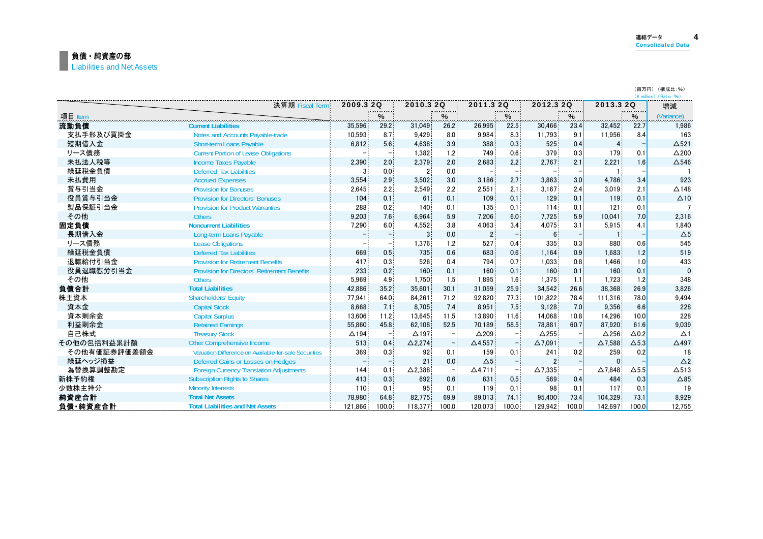## 負債・純資産の部
Liabilities and Net Assets

（百万円）（構成比：%）
(¥ million) (Ratio: %)

| 項目 Item | | 2009.3 2Q | % | 2010.3 2Q | % | 2011.3 2Q | % | 2012.3 2Q | % | 2013.3 2Q | % | 増減 (Variance) |
|---|---|---|---|---|---|---|---|---|---|---|---|---|
| **流動負債** | **Current Liabilities** | 35,596 | 29.2 | 31,049 | 26.2 | 26,995 | 22.5 | 30,466 | 23.4 | 32,452 | 22.7 | 1,986 |
| 支払手形及び買掛金 | Notes and Accounts Payable-trade | 10,593 | 8.7 | 9,429 | 8.0 | 9,984 | 8.3 | 11,793 | 9.1 | 11,956 | 8.4 | 163 |
| 短期借入金 | Short-term Loans Payable | 6,812 | 5.6 | 4,638 | 3.9 | 388 | 0.3 | 525 | 0.4 | 4 | − | △521 |
| リース債務 | Current Portion of Lease Obligations | − | − | 1,382 | 1.2 | 749 | 0.6 | 379 | 0.3 | 179 | 0.1 | △200 |
| 未払法人税等 | Income Taxes Payable | 2,390 | 2.0 | 2,379 | 2.0 | 2,683 | 2.2 | 2,767 | 2.1 | 2,221 | 1.6 | △546 |
| 繰延税金負債 | Deferred Tax Liabilities | 3 | 0.0 | 2 | 0.0 | − | − | − | − | 1 | − | 1 |
| 未払費用 | Accrued Expenses | 3,554 | 2.9 | 3,502 | 3.0 | 3,186 | 2.7 | 3,863 | 3.0 | 4,786 | 3.4 | 923 |
| 賞与引当金 | Provision for Bonuses | 2,645 | 2.2 | 2,549 | 2.2 | 2,551 | 2.1 | 3,167 | 2.4 | 3,019 | 2.1 | △148 |
| 役員賞与引当金 | Provision for Directors' Bonuses | 104 | 0.1 | 61 | 0.1 | 109 | 0.1 | 129 | 0.1 | 119 | 0.1 | △10 |
| 製品保証引当金 | Provision for Product Warranties | 288 | 0.2 | 140 | 0.1 | 135 | 0.1 | 114 | 0.1 | 121 | 0.1 | 7 |
| その他 | Others | 9,203 | 7.6 | 6,964 | 5.9 | 7,206 | 6.0 | 7,725 | 5.9 | 10,041 | 7.0 | 2,316 |
| **固定負債** | **Noncurrent Liabilities** | 7,290 | 6.0 | 4,552 | 3.8 | 4,063 | 3.4 | 4,075 | 3.1 | 5,915 | 4.1 | 1,840 |
| 長期借入金 | Long-term Loans Payable | − | − | 3 | 0.0 | 2 | − | 6 | − | 1 | − | △5 |
| リース債務 | Lease Obligations | − | − | 1,376 | 1.2 | 527 | 0.4 | 335 | 0.3 | 880 | 0.6 | 545 |
| 繰延税金負債 | Deferred Tax Liabilities | 669 | 0.5 | 735 | 0.6 | 683 | 0.6 | 1,164 | 0.9 | 1,683 | 1.2 | 519 |
| 退職給付引当金 | Provision for Retirement Benefits | 417 | 0.3 | 526 | 0.4 | 794 | 0.7 | 1,033 | 0.8 | 1,466 | 1.0 | 433 |
| 役員退職慰労引当金 | Provision for Directors' Retirement Benefits | 233 | 0.2 | 160 | 0.1 | 160 | 0.1 | 160 | 0.1 | 160 | 0.1 | 0 |
| その他 | Others | 5,969 | 4.9 | 1,750 | 1.5 | 1,895 | 1.6 | 1,375 | 1.1 | 1,723 | 1.2 | 348 |
| **負債合計** | **Total Liabilities** | 42,886 | 35.2 | 35,601 | 30.1 | 31,059 | 25.9 | 34,542 | 26.6 | 38,368 | 26.9 | 3,826 |
| 株主資本 | Shareholders' Equity | 77,941 | 64.0 | 84,261 | 71.2 | 92,820 | 77.3 | 101,822 | 78.4 | 111,316 | 78.0 | 9,494 |
| 資本金 | Capital Stock | 8,668 | 7.1 | 8,705 | 7.4 | 8,951 | 7.5 | 9,128 | 7.0 | 9,356 | 6.6 | 228 |
| 資本剰余金 | Capital Surplus | 13,606 | 11.2 | 13,645 | 11.5 | 13,890 | 11.6 | 14,068 | 10.8 | 14,296 | 10.0 | 228 |
| 利益剰余金 | Retained Earnings | 55,860 | 45.8 | 62,108 | 52.5 | 70,189 | 58.5 | 78,881 | 60.7 | 87,920 | 61.6 | 9,039 |
| 自己株式 | Treasury Stock | △194 | − | △197 | − | △209 | − | △255 | − | △256 | △0.2 | △1 |
| その他の包括利益累計額 | Other Comprehensive Income | 513 | 0.4 | △2,274 | − | △4,557 | − | △7,091 | − | △7,588 | △5.3 | △497 |
| その他有価証券評価差額金 | Valuation Difference on Available-for-sale Securities | 369 | 0.3 | 92 | 0.1 | 159 | 0.1 | 241 | 0.2 | 259 | 0.2 | 18 |
| 繰延ヘッジ損益 | Deferred Gains or Losses on Hedges | − | − | 21 | 0.0 | △5 | − | 2 | − | 0 | − | △2 |
| 為替換算調整勘定 | Foreign Currency Translation Adjustments | 144 | 0.1 | △2,388 | − | △4,711 | − | △7,335 | − | △7,848 | △5.5 | △513 |
| 新株予約権 | Subscription Rights to Shares | 413 | 0.3 | 692 | 0.6 | 631 | 0.5 | 569 | 0.4 | 484 | 0.3 | △85 |
| 少数株主持分 | Minority Interests | 110 | 0.1 | 95 | 0.1 | 119 | 0.1 | 98 | 0.1 | 117 | 0.1 | 19 |
| **純資産合計** | **Total Net Assets** | 78,980 | 64.8 | 82,775 | 69.9 | 89,013 | 74.1 | 95,400 | 73.4 | 104,329 | 73.1 | 8,929 |
| **負債・純資産合計** | **Total Liabilities and Net Assets** | 121,866 | 100.0 | 118,377 | 100.0 | 120,073 | 100.0 | 129,942 | 100.0 | 142,697 | 100.0 | 12,755 |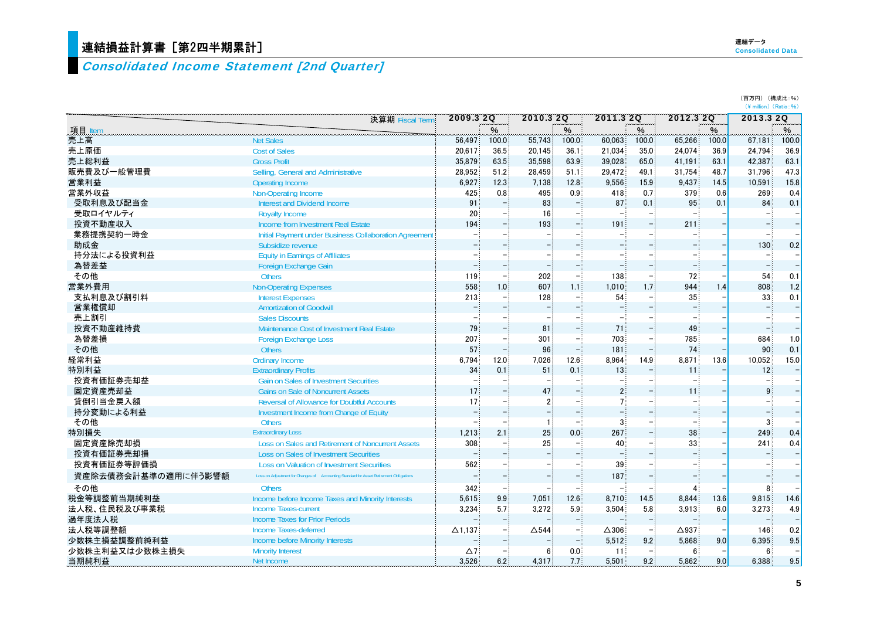# 連結損益計算書［第2四半期累計］

## *Consolidated Income Statement [2nd Quarter]*

（百万円）（構成比：%）
（¥ million）（Ratio：%）

| 項目 Item | 決算期 Fiscal Term | 2009.3 2Q | % | 2010.3 2Q | % | 2011.3 2Q | % | 2012.3 2Q | % | 2013.3 2Q | % |
|---|---|---|---|---|---|---|---|---|---|---|---|
| 売上高 | Net Sales | 56,497 | 100.0 | 55,743 | 100.0 | 60,063 | 100.0 | 65,266 | 100.0 | 67,181 | 100.0 |
| 売上原価 | Cost of Sales | 20,617 | 36.5 | 20,145 | 36.1 | 21,034 | 35.0 | 24,074 | 36.9 | 24,794 | 36.9 |
| 売上総利益 | Gross Profit | 35,879 | 63.5 | 35,598 | 63.9 | 39,028 | 65.0 | 41,191 | 63.1 | 42,387 | 63.1 |
| 販売費及び一般管理費 | Selling, General and Administrative | 28,952 | 51.2 | 28,459 | 51.1 | 29,472 | 49.1 | 31,754 | 48.7 | 31,796 | 47.3 |
| 営業利益 | Operating Income | 6,927 | 12.3 | 7,138 | 12.8 | 9,556 | 15.9 | 9,437 | 14.5 | 10,591 | 15.8 |
| 営業外収益 | Non-Operating Income | 425 | 0.8 | 495 | 0.9 | 418 | 0.7 | 379 | 0.6 | 269 | 0.4 |
| 受取利息及び配当金 | Interest and Dividend Income | 91 | – | 83 | – | 87 | 0.1 | 95 | 0.1 | 84 | 0.1 |
| 受取ロイヤルティ | Royalty Income | 20 | – | 16 | – | – | – | – | – | – | – |
| 投資不動産収入 | Income from Investment Real Estate | 194 | – | 193 | – | 191 | – | 211 | – | – | – |
| 業務提携契約一時金 | Initial Payment under Business Collaboration Agreement | – | – | – | – | – | – | – | – | – | – |
| 助成金 | Subsidize revenue | – | – | – | – | – | – | – | – | 130 | 0.2 |
| 持分法による投資利益 | Equity in Earnings of Affiliates | – | – | – | – | – | – | – | – | – | – |
| 為替差益 | Foreign Exchange Gain | – | – | – | – | – | – | – | – | – | – |
| その他 | Others | 119 | – | 202 | – | 138 | – | 72 | – | 54 | 0.1 |
| 営業外費用 | Non-Operating Expenses | 558 | 1.0 | 607 | 1.1 | 1,010 | 1.7 | 944 | 1.4 | 808 | 1.2 |
| 支払利息及び割引料 | Interest Expenses | 213 | – | 128 | – | 54 | – | 35 | – | 33 | 0.1 |
| 営業権償却 | Amortization of Goodwill | – | – | – | – | – | – | – | – | – | – |
| 売上割引 | Sales Discounts | – | – | – | – | – | – | – | – | – | – |
| 投資不動産維持費 | Maintenance Cost of Investment Real Estate | 79 | – | 81 | – | 71 | – | 49 | – | – | – |
| 為替差損 | Foreign Exchange Loss | 207 | – | 301 | – | 703 | – | 785 | – | 684 | 1.0 |
| その他 | Others | 57 | – | 96 | – | 181 | – | 74 | – | 90 | 0.1 |
| 経常利益 | Ordinary Income | 6,794 | 12.0 | 7,026 | 12.6 | 8,964 | 14.9 | 8,871 | 13.6 | 10,052 | 15.0 |
| 特別利益 | Extraordinary Profits | 34 | 0.1 | 51 | 0.1 | 13 | – | 11 | – | 12 | – |
| 投資有価証券売却益 | Gain on Sales of Investment Securities | – | – | – | – | – | – | – | – | – | – |
| 固定資産売却益 | Gains on Sale of Noncurrent Assets | 17 | – | 47 | – | 2 | – | 11 | – | 9 | – |
| 貸倒引当金戻入額 | Reversal of Allowance for Doubtful Accounts | 17 | – | 2 | – | 7 | – | – | – | – | – |
| 持分変動による利益 | Investment Income from Change of Equity | – | – | – | – | – | – | – | – | – | – |
| その他 | Others | – | – | 1 | – | 3 | – | – | – | 3 | – |
| 特別損失 | Extraordinary Loss | 1,213 | 2.1 | 25 | 0.0 | 267 | – | 38 | – | 249 | 0.4 |
| 固定資産除売却損 | Loss on Sales and Retirement of Noncurrent Assets | 308 | – | 25 | – | 40 | – | 33 | – | 241 | 0.4 |
| 投資有価証券売却損 | Loss on Sales of Investment Securities | – | – | – | – | – | – | – | – | – | – |
| 投資有価証券等評価損 | Loss on Valuation of Investment Securities | 562 | – | – | – | 39 | – | – | – | – | – |
| 資産除去債務会計基準の適用に伴う影響額 | Loss on Adjustment for Changes of Accounting Standard for Asset Retirement Obligations | – | – | – | – | 187 | – | – | – | – | – |
| その他 | Others | 342 | – | – | – | – | – | 4 | – | 8 | – |
| 税金等調整前当期純利益 | Income before Income Taxes and Minority Interests | 5,615 | 9.9 | 7,051 | 12.6 | 8,710 | 14.5 | 8,844 | 13.6 | 9,815 | 14.6 |
| 法人税、住民税及び事業税 | Income Taxes-current | 3,234 | 5.7 | 3,272 | 5.9 | 3,504 | 5.8 | 3,913 | 6.0 | 3,273 | 4.9 |
| 過年度法人税 | Income Taxes for Prior Periods | – | – | – | – | – | – | – | – | – | – |
| 法人税等調整額 | Income Taxes-deferred | △1,137 | – | △544 | – | △306 | – | △937 | – | 146 | 0.2 |
| 少数株主損益調整前純利益 | Income before Minority Interests | – | – | – | – | 5,512 | 9.2 | 5,868 | 9.0 | 6,395 | 9.5 |
| 少数株主利益又は少数株主損失 | Minority Interest | △7 | – | 6 | 0.0 | 11 | – | 6 | – | 6 | – |
| 当期純利益 | Net Income | 3,526 | 6.2 | 4,317 | 7.7 | 5,501 | 9.2 | 5,862 | 9.0 | 6,388 | 9.5 |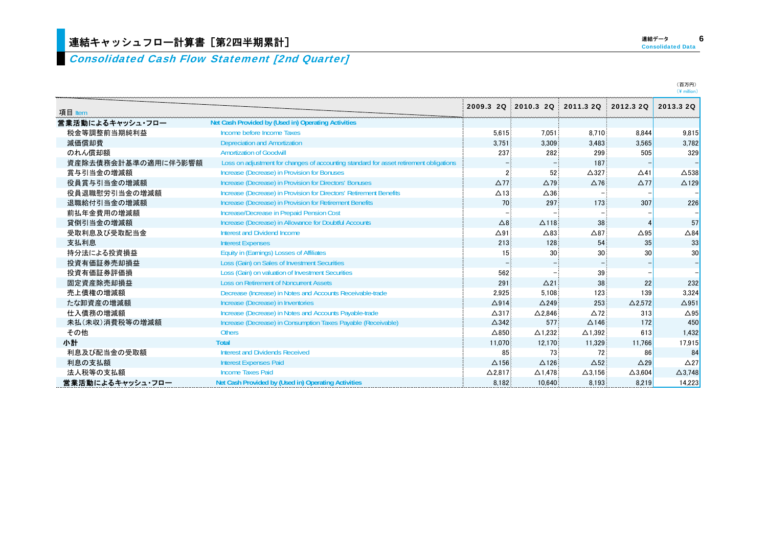# 連結キャッシュフロー計算書［第2四半期累計］

## *Consolidated Cash Flow Statement [2nd Quarter]*

（百万円）
（¥ million）

| 項目 Item | | 2009.3 2Q | 2010.3 2Q | 2011.3 2Q | 2012.3 2Q | 2013.3 2Q |
|---|---|---|---|---|---|---|
| **営業活動によるキャッシュ・フロー** | **Net Cash Provided by (Used in) Operating Activities** | | | | | |
| 税金等調整前当期純利益 | Income before Income Taxes | 5,615 | 7,051 | 8,710 | 8,844 | 9,815 |
| 減価償却費 | Depreciation and Amortization | 3,751 | 3,309 | 3,483 | 3,565 | 3,782 |
| のれん償却額 | Amortization of Goodwill | 237 | 282 | 299 | 505 | 329 |
| 資産除去債務会計基準の適用に伴う影響額 | Loss on adjustment for changes of accounting standard for asset retirement obligations | － | － | 187 | － | － |
| 賞与引当金の増減額 | Increase (Decrease) in Provision for Bonuses | 2 | 52 | △327 | △41 | △538 |
| 役員賞与引当金の増減額 | Increase (Decrease) in Provision for Directors' Bonuses | △77 | △79 | △76 | △77 | △129 |
| 役員退職慰労引当金の増減額 | Increase (Decrease) in Provision for Directors' Retirement Benefits | △13 | △36 | － | － | － |
| 退職給付引当金の増減額 | Increase (Decrease) in Provision for Retirement Benefits | 70 | 297 | 173 | 307 | 226 |
| 前払年金費用の増減額 | Increase/Decrease in Prepaid Pension Cost | － | － | － | － | － |
| 貸倒引当金の増減額 | Increase (Decrease) in Allowance for Doubtful Accounts | △8 | △118 | 38 | 4 | 57 |
| 受取利息及び受取配当金 | Interest and Dividend Income | △91 | △83 | △87 | △95 | △84 |
| 支払利息 | Interest Expenses | 213 | 128 | 54 | 35 | 33 |
| 持分法による投資損益 | Equity in (Earnings) Losses of Affiliates | 15 | 30 | 30 | 30 | 30 |
| 投資有価証券売却損益 | Loss (Gain) on Sales of Investment Securities | － | － | － | － | － |
| 投資有価証券評価損 | Loss (Gain) on valuation of Investment Securities | 562 | － | 39 | － | － |
| 固定資産除売却損益 | Loss on Retirement of Noncurrent Assets | 291 | △21 | 38 | 22 | 232 |
| 売上債権の増減額 | Decrease (Increase) in Notes and Accounts Receivable-trade | 2,925 | 5,108 | 123 | 139 | 3,324 |
| たな卸資産の増減額 | Decrease (Increase) in Inventories | △914 | △249 | 253 | △2,572 | △951 |
| 仕入債務の増減額 | Increase (Decrease) in Notes and Accounts Payable-trade | △317 | △2,846 | △72 | 313 | △95 |
| 未払(未収)消費税等の増減額 | Increase (Decrease) in Consumption Taxes Payable (Receivable) | △342 | 577 | △146 | 172 | 450 |
| その他 | Others | △850 | △1,232 | △1,392 | 613 | 1,432 |
| **小計** | **Total** | 11,070 | 12,170 | 11,329 | 11,766 | 17,915 |
| 利息及び配当金の受取額 | Interest and Dividends Received | 85 | 73 | 72 | 86 | 84 |
| 利息の支払額 | Interest Expenses Paid | △156 | △126 | △52 | △29 | △27 |
| 法人税等の支払額 | Income Taxes Paid | △2,817 | △1,478 | △3,156 | △3,604 | △3,748 |
| **営業活動によるキャッシュ・フロー** | **Net Cash Provided by (Used in) Operating Activities** | 8,182 | 10,640 | 8,193 | 8,219 | 14,223 |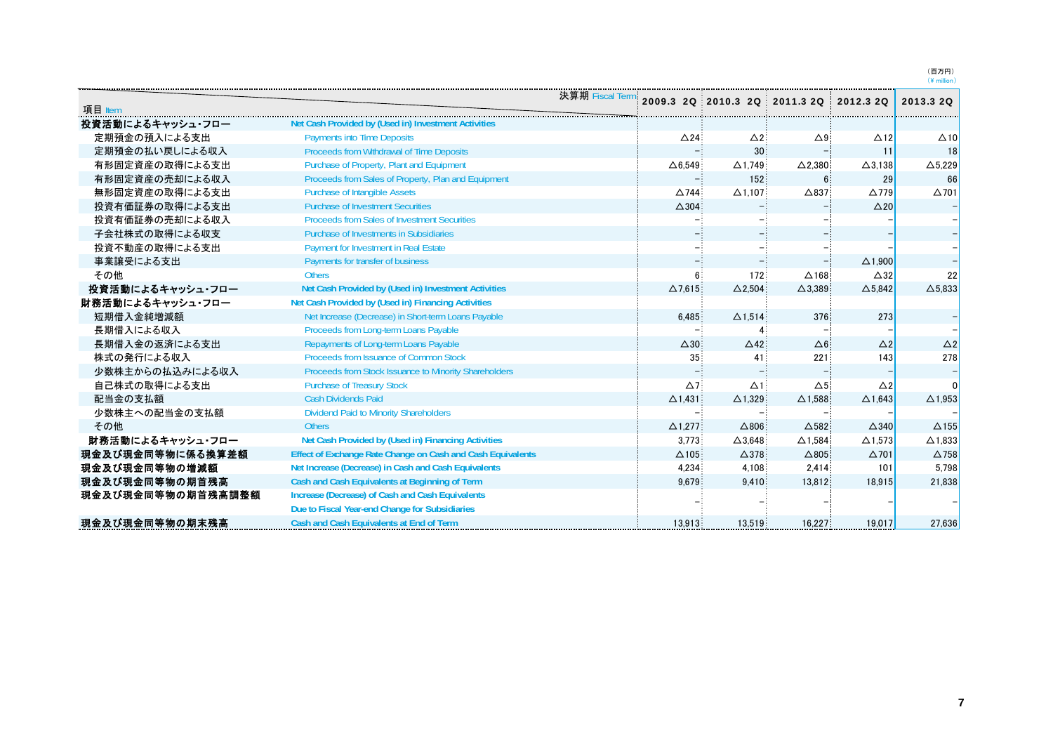（百万円）
（¥ million）

| 項目 Item | | 2009.3 2Q | 2010.3 2Q | 2011.3 2Q | 2012.3 2Q | 2013.3 2Q |
|---|---|---|---|---|---|---|
| 投資活動によるキャッシュ・フロー | Net Cash Provided by (Used in) Investment Activities | | | | | |
| 定期預金の預入による支出 | Payments into Time Deposits | △24 | △2 | △9 | △12 | △10 |
| 定期預金の払い戻しによる収入 | Proceeds from Withdrawal of Time Deposits | – | 30 | – | 11 | 18 |
| 有形固定資産の取得による支出 | Purchase of Property, Plant and Equipment | △6,549 | △1,749 | △2,380 | △3,138 | △5,229 |
| 有形固定資産の売却による収入 | Proceeds from Sales of Property, Plan and Equipment | – | 152 | 6 | 29 | 66 |
| 無形固定資産の取得による支出 | Purchase of Intangible Assets | △744 | △1,107 | △837 | △779 | △701 |
| 投資有価証券の取得による支出 | Purchase of Investment Securities | △304 | – | – | △20 | – |
| 投資有価証券の売却による収入 | Proceeds from Sales of Investment Securities | – | – | – | – | – |
| 子会社株式の取得による収支 | Purchase of Investments in Subsidiaries | – | – | – | – | – |
| 投資不動産の取得による支出 | Payment for Investment in Real Estate | – | – | – | – | – |
| 事業譲受による支出 | Payments for transfer of business | – | – | – | △1,900 | – |
| その他 | Others | 6 | 172 | △168 | △32 | 22 |
| 投資活動によるキャッシュ・フロー | Net Cash Provided by (Used in) Investment Activities | △7,615 | △2,504 | △3,389 | △5,842 | △5,833 |
| 財務活動によるキャッシュ・フロー | Net Cash Provided by (Used in) Financing Activities | | | | | |
| 短期借入金純増減額 | Net Increase (Decrease) in Short-term Loans Payable | 6,485 | △1,514 | 376 | 273 | – |
| 長期借入による収入 | Proceeds from Long-term Loans Payable | – | 4 | – | – | – |
| 長期借入金の返済による支出 | Repayments of Long-term Loans Payable | △30 | △42 | △6 | △2 | △2 |
| 株式の発行による収入 | Proceeds from Issuance of Common Stock | 35 | 41 | 221 | 143 | 278 |
| 少数株主からの払込みによる収入 | Proceeds from Stock Issuance to Minority Shareholders | – | – | – | – | – |
| 自己株式の取得による支出 | Purchase of Treasury Stock | △7 | △1 | △5 | △2 | 0 |
| 配当金の支払額 | Cash Dividends Paid | △1,431 | △1,329 | △1,588 | △1,643 | △1,953 |
| 少数株主への配当金の支払額 | Dividend Paid to Minority Shareholders | – | – | – | – | – |
| その他 | Others | △1,277 | △806 | △582 | △340 | △155 |
| 財務活動によるキャッシュ・フロー | Net Cash Provided by (Used in) Financing Activities | 3,773 | △3,648 | △1,584 | △1,573 | △1,833 |
| 現金及び現金同等物に係る換算差額 | Effect of Exchange Rate Change on Cash and Cash Equivalents | △105 | △378 | △805 | △701 | △758 |
| 現金及び現金同等物の増減額 | Net Increase (Decrease) in Cash and Cash Equivalents | 4,234 | 4,108 | 2,414 | 101 | 5,798 |
| 現金及び現金同等物の期首残高 | Cash and Cash Equivalents at Beginning of Term | 9,679 | 9,410 | 13,812 | 18,915 | 21,838 |
| 現金及び現金同等物の期首残高調整額 | Increase (Decrease) of Cash and Cash Equivalents Due to Fiscal Year-end Change for Subsidiaries | – | – | – | – | – |
| 現金及び現金同等物の期末残高 | Cash and Cash Equivalents at End of Term | 13,913 | 13,519 | 16,227 | 19,017 | 27,636 |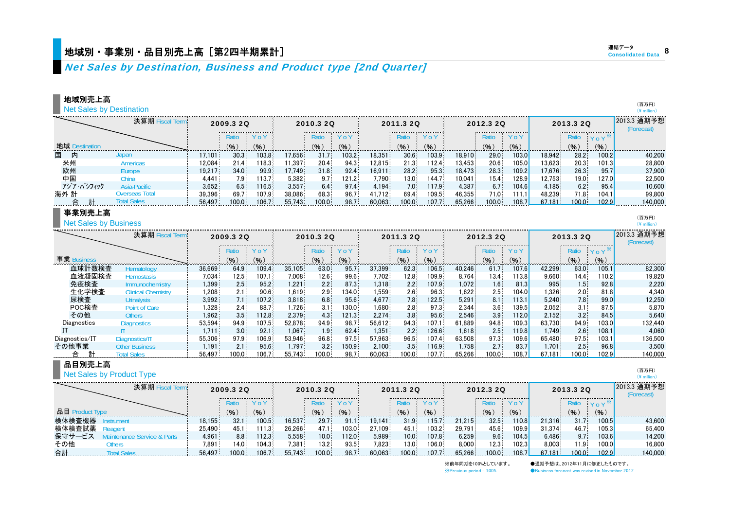# 地域別・事業別・品目別売上高［第2四半期累計］

## *Net Sales by Destination, Business and Product type [2nd Quarter]*

### 地域別売上高
Net Sales by Destination

（百万円）(¥ million)

| 決算期 Fiscal Term | | 2009.3 2Q | | | 2010.3 2Q | | | 2011.3 2Q | | | 2012.3 2Q | | | 2013.3 2Q | | | 2013.3 通期予想 (Forecast) |
|---|---|---|---|---|---|---|---|---|---|---|---|---|---|---|---|---|---|
| 地域 Destination | | | Ratio (%) | YoY (%) | | Ratio (%) | YoY (%) | | Ratio (%) | YoY (%) | | Ratio (%) | YoY (%) | | Ratio (%) | YoY※ (%) | |
| 国　内 | Japan | 17,101 | 30.3 | 103.8 | 17,656 | 31.7 | 103.2 | 18,351 | 30.6 | 103.9 | 18,910 | 29.0 | 103.0 | 18,942 | 28.2 | 100.2 | 40,200 |
| 米州 | Americas | 12,084 | 21.4 | 118.3 | 11,397 | 20.4 | 94.3 | 12,815 | 21.3 | 112.4 | 13,453 | 20.6 | 105.0 | 13,623 | 20.3 | 101.3 | 28,800 |
| 欧州 | Europe | 19,217 | 34.0 | 99.9 | 17,749 | 31.8 | 92.4 | 16,911 | 28.2 | 95.3 | 18,473 | 28.3 | 109.2 | 17,676 | 26.3 | 95.7 | 37,900 |
| 中国 | China | 4,441 | 7.9 | 113.7 | 5,382 | 9.7 | 121.2 | 7,790 | 13.0 | 144.7 | 10,041 | 15.4 | 128.9 | 12,753 | 19.0 | 127.0 | 22,500 |
| アジア・パシフィック | Asia-Pacific | 3,652 | 6.5 | 116.5 | 3,557 | 6.4 | 97.4 | 4,194 | 7.0 | 117.9 | 4,387 | 6.7 | 104.6 | 4,185 | 6.2 | 95.4 | 10,600 |
| 海外 計 | Overseas Total | 39,396 | 69.7 | 107.9 | 38,086 | 68.3 | 96.7 | 41,712 | 69.4 | 109.5 | 46,355 | 71.0 | 111.1 | 48,239 | 71.8 | 104.1 | 99,800 |
| 合　計 | Total Sales | 56,497 | 100.0 | 106.7 | 55,743 | 100.0 | 98.7 | 60,063 | 100.0 | 107.7 | 65,266 | 100.0 | 108.7 | 67,181 | 100.0 | 102.9 | 140,000 |

### 事業別売上高
Net Sales by Business

（百万円）(¥ million)

| 決算期 Fiscal Term | | 2009.3 2Q | | | 2010.3 2Q | | | 2011.3 2Q | | | 2012.3 2Q | | | 2013.3 2Q | | | 2013.3 通期予想 (Forecast) |
|---|---|---|---|---|---|---|---|---|---|---|---|---|---|---|---|---|---|
| 事業 Business | | | Ratio (%) | YoY (%) | | Ratio (%) | YoY (%) | | Ratio (%) | YoY (%) | | Ratio (%) | YoY (%) | | Ratio (%) | YoY※ (%) | |
| 血球計数検査 | Hematology | 36,669 | 64.9 | 109.4 | 35,105 | 63.0 | 95.7 | 37,399 | 62.3 | 106.5 | 40,246 | 61.7 | 107.6 | 42,299 | 63.0 | 105.1 | 82,300 |
| 血液凝固検査 | Hemostasis | 7,034 | 12.5 | 107.1 | 7,008 | 12.6 | 99.6 | 7,702 | 12.8 | 109.9 | 8,764 | 13.4 | 113.8 | 9,660 | 14.4 | 110.2 | 19,820 |
| 免疫検査 | Immunochemistry | 1,399 | 2.5 | 95.2 | 1,221 | 2.2 | 87.3 | 1,318 | 2.2 | 107.9 | 1,072 | 1.6 | 81.3 | 995 | 1.5 | 92.8 | 2,220 |
| 生化学検査 | Clinical Chemistry | 1,208 | 2.1 | 90.6 | 1,619 | 2.9 | 134.0 | 1,559 | 2.6 | 96.3 | 1,622 | 2.5 | 104.0 | 1,326 | 2.0 | 81.8 | 4,340 |
| 尿検査 | Urinalysis | 3,992 | 7.1 | 107.2 | 3,818 | 6.8 | 95.6 | 4,677 | 7.8 | 122.5 | 5,291 | 8.1 | 113.1 | 5,240 | 7.8 | 99.0 | 12,250 |
| POC検査 | Point of Care | 1,328 | 2.4 | 88.7 | 1,726 | 3.1 | 130.0 | 1,680 | 2.8 | 97.3 | 2,344 | 3.6 | 139.5 | 2,052 | 3.1 | 87.5 | 5,870 |
| その他 | Others | 1,962 | 3.5 | 112.8 | 2,379 | 4.3 | 121.3 | 2,274 | 3.8 | 95.6 | 2,546 | 3.9 | 112.0 | 2,152 | 3.2 | 84.5 | 5,640 |
| Diagnostics | Diagnostics | 53,594 | 94.9 | 107.5 | 52,878 | 94.9 | 98.7 | 56,612 | 94.3 | 107.1 | 61,889 | 94.8 | 109.3 | 63,730 | 94.9 | 103.0 | 132,440 |
| IT | IT | 1,711 | 3.0 | 92.1 | 1,067 | 1.9 | 62.4 | 1,351 | 2.2 | 126.6 | 1,618 | 2.5 | 119.8 | 1,749 | 2.6 | 108.1 | 4,060 |
| Diagnostics/IT | Diagnostics/IT | 55,306 | 97.9 | 106.9 | 53,946 | 96.8 | 97.5 | 57,963 | 96.5 | 107.4 | 63,508 | 97.3 | 109.6 | 65,480 | 97.5 | 103.1 | 136,500 |
| その他事業 | Other Business | 1,191 | 2.1 | 95.6 | 1,797 | 3.2 | 150.9 | 2,100 | 3.5 | 116.9 | 1,758 | 2.7 | 83.7 | 1,701 | 2.5 | 96.8 | 3,500 |
| 合　計 | Total Sales | 56,497 | 100.0 | 106.7 | 55,743 | 100.0 | 98.7 | 60,063 | 100.0 | 107.7 | 65,266 | 100.0 | 108.7 | 67,181 | 100.0 | 102.9 | 140,000 |

### 品目別売上高
Net Sales by Product Type

（百万円）(¥ million)

| 決算期 Fiscal Term | | 2009.3 2Q | | | 2010.3 2Q | | | 2011.3 2Q | | | 2012.3 2Q | | | 2013.3 2Q | | | 2013.3 通期予想 (Forecast) |
|---|---|---|---|---|---|---|---|---|---|---|---|---|---|---|---|---|---|
| 品目 Product Type | | | Ratio (%) | YoY (%) | | Ratio (%) | YoY (%) | | Ratio (%) | YoY (%) | | Ratio (%) | YoY (%) | | Ratio (%) | YoY※ (%) | |
| 検体検査機器 | Instrument | 18,155 | 32.1 | 100.5 | 16,537 | 29.7 | 91.1 | 19,141 | 31.9 | 115.7 | 21,215 | 32.5 | 110.8 | 21,316 | 31.7 | 100.5 | 43,600 |
| 検体検査試薬 | Reagent | 25,490 | 45.1 | 111.3 | 26,266 | 47.1 | 103.0 | 27,109 | 45.1 | 103.2 | 29,791 | 45.6 | 109.9 | 31,374 | 46.7 | 105.3 | 65,400 |
| 保守サービス | Maintenance Service & Parts | 4,961 | 8.8 | 112.3 | 5,558 | 10.0 | 112.0 | 5,989 | 10.0 | 107.8 | 6,259 | 9.6 | 104.5 | 6,486 | 9.7 | 103.6 | 14,200 |
| その他 | Others | 7,891 | 14.0 | 104.3 | 7,381 | 13.2 | 93.5 | 7,823 | 13.0 | 106.0 | 8,000 | 12.3 | 102.3 | 8,003 | 11.9 | 100.0 | 16,800 |
| 合計 | Total Sales | 56,497 | 100.0 | 106.7 | 55,743 | 100.0 | 98.7 | 60,063 | 100.0 | 107.7 | 65,266 | 100.0 | 108.7 | 67,181 | 100.0 | 102.9 | 140,000 |

※前年同期を100%としています。
※Previous period = 100%

●通期予想は、2012年11月に修正したものです。
●Business forecast was revised in November 2012.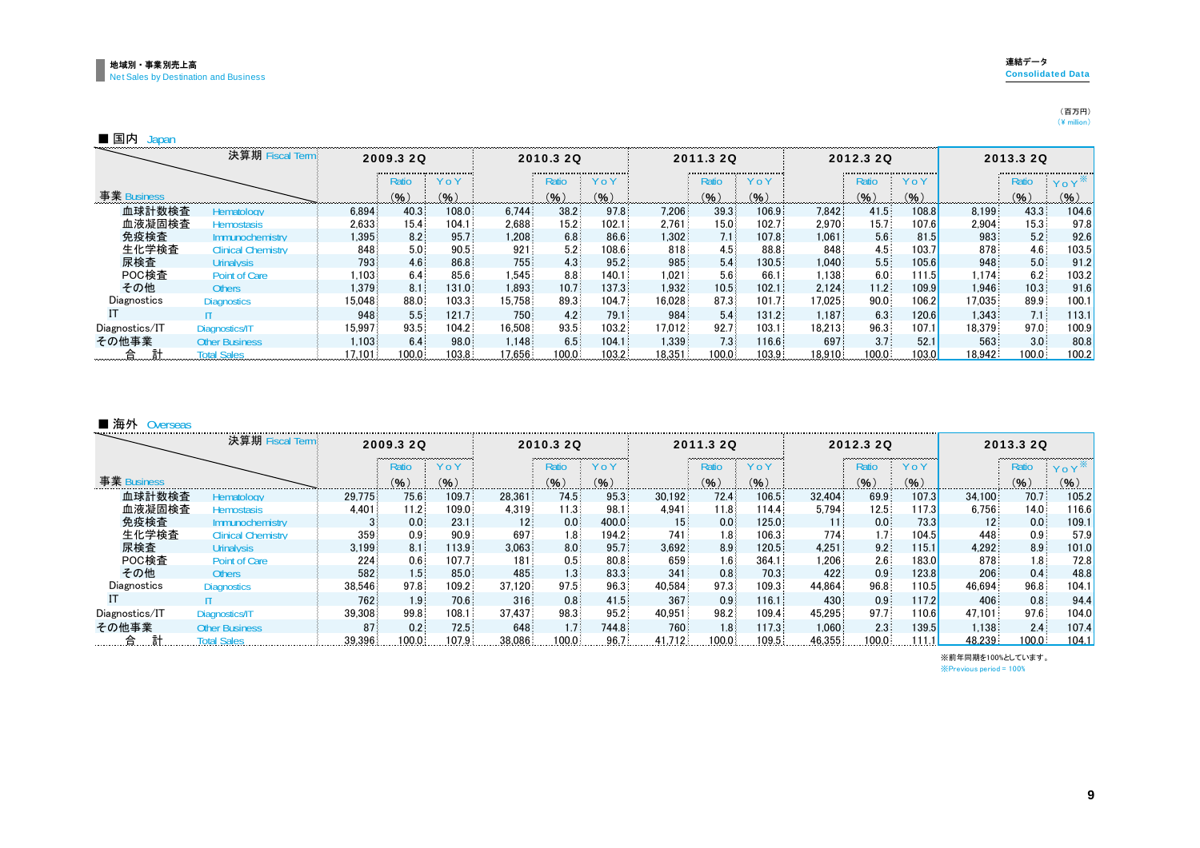## 地域別・事業別売上高
Net Sales by Destination and Business

連結データ
Consolidated Data

（百万円）
（¥ million）

### ■ 国内 Japan

| 事業 Business | | 2009.3 2Q | Ratio (%) | YoY (%) | 2010.3 2Q | Ratio (%) | YoY (%) | 2011.3 2Q | Ratio (%) | YoY (%) | 2012.3 2Q | Ratio (%) | YoY (%) | 2013.3 2Q | Ratio (%) | YoY※ (%) |
|---|---|---|---|---|---|---|---|---|---|---|---|---|---|---|---|---|
| 血球計数検査 | Hematology | 6,894 | 40.3 | 108.0 | 6,744 | 38.2 | 97.8 | 7,206 | 39.3 | 106.9 | 7,842 | 41.5 | 108.8 | 8,199 | 43.3 | 104.6 |
| 血液凝固検査 | Hemostasis | 2,633 | 15.4 | 104.1 | 2,688 | 15.2 | 102.1 | 2,761 | 15.0 | 102.7 | 2,970 | 15.7 | 107.6 | 2,904 | 15.3 | 97.8 |
| 免疫検査 | Immunochemistry | 1,395 | 8.2 | 95.7 | 1,208 | 6.8 | 86.6 | 1,302 | 7.1 | 107.8 | 1,061 | 5.6 | 81.5 | 983 | 5.2 | 92.6 |
| 生化学検査 | Clinical Chemistry | 848 | 5.0 | 90.5 | 921 | 5.2 | 108.6 | 818 | 4.5 | 88.8 | 848 | 4.5 | 103.7 | 878 | 4.6 | 103.5 |
| 尿検査 | Urinalysis | 793 | 4.6 | 86.8 | 755 | 4.3 | 95.2 | 985 | 5.4 | 130.5 | 1,040 | 5.5 | 105.6 | 948 | 5.0 | 91.2 |
| POC検査 | Point of Care | 1,103 | 6.4 | 85.6 | 1,545 | 8.8 | 140.1 | 1,021 | 5.6 | 66.1 | 1,138 | 6.0 | 111.5 | 1,174 | 6.2 | 103.2 |
| その他 | Others | 1,379 | 8.1 | 131.0 | 1,893 | 10.7 | 137.3 | 1,932 | 10.5 | 102.1 | 2,124 | 11.2 | 109.9 | 1,946 | 10.3 | 91.6 |
| Diagnostics | Diagnostics | 15,048 | 88.0 | 103.3 | 15,758 | 89.3 | 104.7 | 16,028 | 87.3 | 101.7 | 17,025 | 90.0 | 106.2 | 17,035 | 89.9 | 100.1 |
| IT | IT | 948 | 5.5 | 121.7 | 750 | 4.2 | 79.1 | 984 | 5.4 | 131.2 | 1,187 | 6.3 | 120.6 | 1,343 | 7.1 | 113.1 |
| Diagnostics/IT | Diagnostics/IT | 15,997 | 93.5 | 104.2 | 16,508 | 93.5 | 103.2 | 17,012 | 92.7 | 103.1 | 18,213 | 96.3 | 107.1 | 18,379 | 97.0 | 100.9 |
| その他事業 | Other Business | 1,103 | 6.4 | 98.0 | 1,148 | 6.5 | 104.1 | 1,339 | 7.3 | 116.6 | 697 | 3.7 | 52.1 | 563 | 3.0 | 80.8 |
| 合　計 | Total Sales | 17,101 | 100.0 | 103.8 | 17,656 | 100.0 | 103.2 | 18,351 | 100.0 | 103.9 | 18,910 | 100.0 | 103.0 | 18,942 | 100.0 | 100.2 |

### ■ 海外 Overseas

| 事業 Business | | 2009.3 2Q | Ratio (%) | YoY (%) | 2010.3 2Q | Ratio (%) | YoY (%) | 2011.3 2Q | Ratio (%) | YoY (%) | 2012.3 2Q | Ratio (%) | YoY (%) | 2013.3 2Q | Ratio (%) | YoY※ (%) |
|---|---|---|---|---|---|---|---|---|---|---|---|---|---|---|---|---|
| 血球計数検査 | Hematology | 29,775 | 75.6 | 109.7 | 28,361 | 74.5 | 95.3 | 30,192 | 72.4 | 106.5 | 32,404 | 69.9 | 107.3 | 34,100 | 70.7 | 105.2 |
| 血液凝固検査 | Hemostasis | 4,401 | 11.2 | 109.0 | 4,319 | 11.3 | 98.1 | 4,941 | 11.8 | 114.4 | 5,794 | 12.5 | 117.3 | 6,756 | 14.0 | 116.6 |
| 免疫検査 | Immunochemistry | 3 | 0.0 | 23.1 | 12 | 0.0 | 400.0 | 15 | 0.0 | 125.0 | 11 | 0.0 | 73.3 | 12 | 0.0 | 109.1 |
| 生化学検査 | Clinical Chemistry | 359 | 0.9 | 90.9 | 697 | 1.8 | 194.2 | 741 | 1.8 | 106.3 | 774 | 1.7 | 104.5 | 448 | 0.9 | 57.9 |
| 尿検査 | Urinalysis | 3,199 | 8.1 | 113.9 | 3,063 | 8.0 | 95.7 | 3,692 | 8.9 | 120.5 | 4,251 | 9.2 | 115.1 | 4,292 | 8.9 | 101.0 |
| POC検査 | Point of Care | 224 | 0.6 | 107.7 | 181 | 0.5 | 80.8 | 659 | 1.6 | 364.1 | 1,206 | 2.6 | 183.0 | 878 | 1.8 | 72.8 |
| その他 | Others | 582 | 1.5 | 85.0 | 485 | 1.3 | 83.3 | 341 | 0.8 | 70.3 | 422 | 0.9 | 123.8 | 206 | 0.4 | 48.8 |
| Diagnostics | Diagnostics | 38,546 | 97.8 | 109.2 | 37,120 | 97.5 | 96.3 | 40,584 | 97.3 | 109.3 | 44,864 | 96.8 | 110.5 | 46,694 | 96.8 | 104.1 |
| IT | IT | 762 | 1.9 | 70.6 | 316 | 0.8 | 41.5 | 367 | 0.9 | 116.1 | 430 | 0.9 | 117.2 | 406 | 0.8 | 94.4 |
| Diagnostics/IT | Diagnostics/IT | 39,308 | 99.8 | 108.1 | 37,437 | 98.3 | 95.2 | 40,951 | 98.2 | 109.4 | 45,295 | 97.7 | 110.6 | 47,101 | 97.6 | 104.0 |
| その他事業 | Other Business | 87 | 0.2 | 72.5 | 648 | 1.7 | 744.8 | 760 | 1.8 | 117.3 | 1,060 | 2.3 | 139.5 | 1,138 | 2.4 | 107.4 |
| 合　計 | Total Sales | 39,396 | 100.0 | 107.9 | 38,086 | 100.0 | 96.7 | 41,712 | 100.0 | 109.5 | 46,355 | 100.0 | 111.1 | 48,239 | 100.0 | 104.1 |

※前年同期を100%としています。
※Previous period = 100%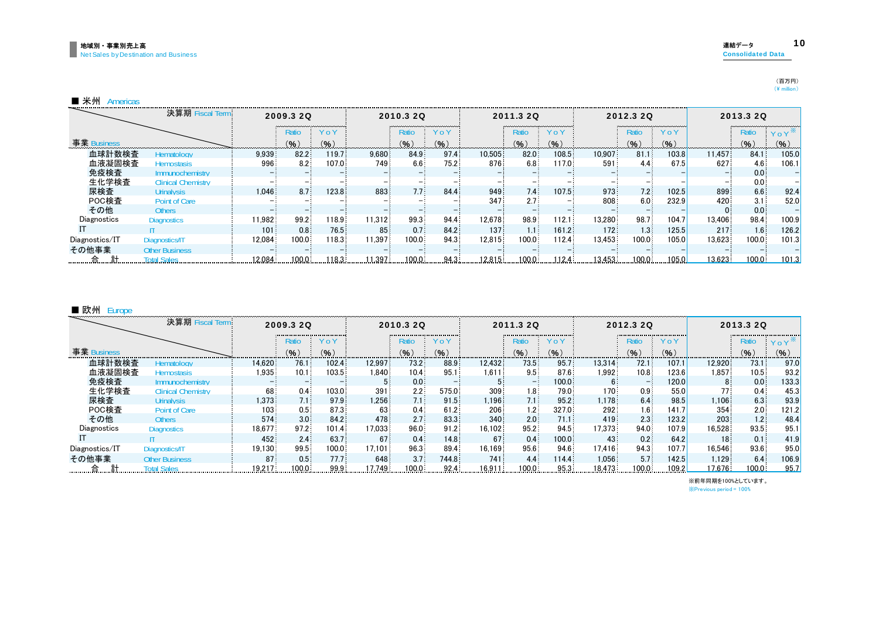## 地域別・事業別売上高
Net Sales by Destination and Business

連結データ
Consolidated Data

（百万円）
（¥ million）

### ■ 米州 Americas

| 事業 Business | | 2009.3 2Q | Ratio (%) | YoY (%) | 2010.3 2Q | Ratio (%) | YoY (%) | 2011.3 2Q | Ratio (%) | YoY (%) | 2012.3 2Q | Ratio (%) | YoY (%) | 2013.3 2Q | Ratio (%) | YoY※ (%) |
|---|---|---|---|---|---|---|---|---|---|---|---|---|---|---|---|---|
| 血球計数検査 | Hematology | 9,939 | 82.2 | 119.7 | 9,680 | 84.9 | 97.4 | 10,505 | 82.0 | 108.5 | 10,907 | 81.1 | 103.8 | 11,457 | 84.1 | 105.0 |
| 血液凝固検査 | Hemostasis | 996 | 8.2 | 107.0 | 749 | 6.6 | 75.2 | 876 | 6.8 | 117.0 | 591 | 4.4 | 67.5 | 627 | 4.6 | 106.1 |
| 免疫検査 | Immunochemistry | – | – | – | – | – | – | – | – | – | – | – | – | – | 0.0 | – |
| 生化学検査 | Clinical Chemistry | – | – | – | – | – | – | – | – | – | – | – | – | – | 0.0 | – |
| 尿検査 | Urinalysis | 1,046 | 8.7 | 123.8 | 883 | 7.7 | 84.4 | 949 | 7.4 | 107.5 | 973 | 7.2 | 102.5 | 899 | 6.6 | 92.4 |
| POC検査 | Point of Care | – | – | – | – | – | – | 347 | 2.7 | – | 808 | 6.0 | 232.9 | 420 | 3.1 | 52.0 |
| その他 | Others | – | – | – | – | – | – | – | – | – | – | – | – | 0 | 0.0 | – |
| Diagnostics | Diagnostics | 11,982 | 99.2 | 118.9 | 11,312 | 99.3 | 94.4 | 12,678 | 98.9 | 112.1 | 13,280 | 98.7 | 104.7 | 13,406 | 98.4 | 100.9 |
| IT | IT | 101 | 0.8 | 76.5 | 85 | 0.7 | 84.2 | 137 | 1.1 | 161.2 | 172 | 1.3 | 125.5 | 217 | 1.6 | 126.2 |
| Diagnostics/IT | Diagnostics/IT | 12,084 | 100.0 | 118.3 | 11,397 | 100.0 | 94.3 | 12,815 | 100.0 | 112.4 | 13,453 | 100.0 | 105.0 | 13,623 | 100.0 | 101.3 |
| その他事業 | Other Business | – | – | – | – | – | – | – | – | – | – | – | – | – | – | – |
| 合　計 | Total Sales | 12,084 | 100.0 | 118.3 | 11,397 | 100.0 | 94.3 | 12,815 | 100.0 | 112.4 | 13,453 | 100.0 | 105.0 | 13,623 | 100.0 | 101.3 |

### ■ 欧州 Europe

| 事業 Business | | 2009.3 2Q | Ratio (%) | YoY (%) | 2010.3 2Q | Ratio (%) | YoY (%) | 2011.3 2Q | Ratio (%) | YoY (%) | 2012.3 2Q | Ratio (%) | YoY (%) | 2013.3 2Q | Ratio (%) | YoY※ (%) |
|---|---|---|---|---|---|---|---|---|---|---|---|---|---|---|---|---|
| 血球計数検査 | Hematology | 14,620 | 76.1 | 102.4 | 12,997 | 73.2 | 88.9 | 12,432 | 73.5 | 95.7 | 13,314 | 72.1 | 107.1 | 12,920 | 73.1 | 97.0 |
| 血液凝固検査 | Hemostasis | 1,935 | 10.1 | 103.5 | 1,840 | 10.4 | 95.1 | 1,611 | 9.5 | 87.6 | 1,992 | 10.8 | 123.6 | 1,857 | 10.5 | 93.2 |
| 免疫検査 | Immunochemistry | – | – | – | 5 | 0.0 | – | 5 | – | 100.0 | 6 | – | 120.0 | 8 | 0.0 | 133.3 |
| 生化学検査 | Clinical Chemistry | 68 | 0.4 | 103.0 | 391 | 2.2 | 575.0 | 309 | 1.8 | 79.0 | 170 | 0.9 | 55.0 | 77 | 0.4 | 45.3 |
| 尿検査 | Urinalysis | 1,373 | 7.1 | 97.9 | 1,256 | 7.1 | 91.5 | 1,196 | 7.1 | 95.2 | 1,178 | 6.4 | 98.5 | 1,106 | 6.3 | 93.9 |
| POC検査 | Point of Care | 103 | 0.5 | 87.3 | 63 | 0.4 | 61.2 | 206 | 1.2 | 327.0 | 292 | 1.6 | 141.7 | 354 | 2.0 | 121.2 |
| その他 | Others | 574 | 3.0 | 84.2 | 478 | 2.7 | 83.3 | 340 | 2.0 | 71.1 | 419 | 2.3 | 123.2 | 203 | 1.2 | 48.4 |
| Diagnostics | Diagnostics | 18,677 | 97.2 | 101.4 | 17,033 | 96.0 | 91.2 | 16,102 | 95.2 | 94.5 | 17,373 | 94.0 | 107.9 | 16,528 | 93.5 | 95.1 |
| IT | IT | 452 | 2.4 | 63.7 | 67 | 0.4 | 14.8 | 67 | 0.4 | 100.0 | 43 | 0.2 | 64.2 | 18 | 0.1 | 41.9 |
| Diagnostics/IT | Diagnostics/IT | 19,130 | 99.5 | 100.0 | 17,101 | 96.3 | 89.4 | 16,169 | 95.6 | 94.6 | 17,416 | 94.3 | 107.7 | 16,546 | 93.6 | 95.0 |
| その他事業 | Other Business | 87 | 0.5 | 77.7 | 648 | 3.7 | 744.8 | 741 | 4.4 | 114.4 | 1,056 | 5.7 | 142.5 | 1,129 | 6.4 | 106.9 |
| 合　計 | Total Sales | 19,217 | 100.0 | 99.9 | 17,749 | 100.0 | 92.4 | 16,911 | 100.0 | 95.3 | 18,473 | 100.0 | 109.2 | 17,676 | 100.0 | 95.7 |

※前年同期を100%としています。
※Previous period = 100%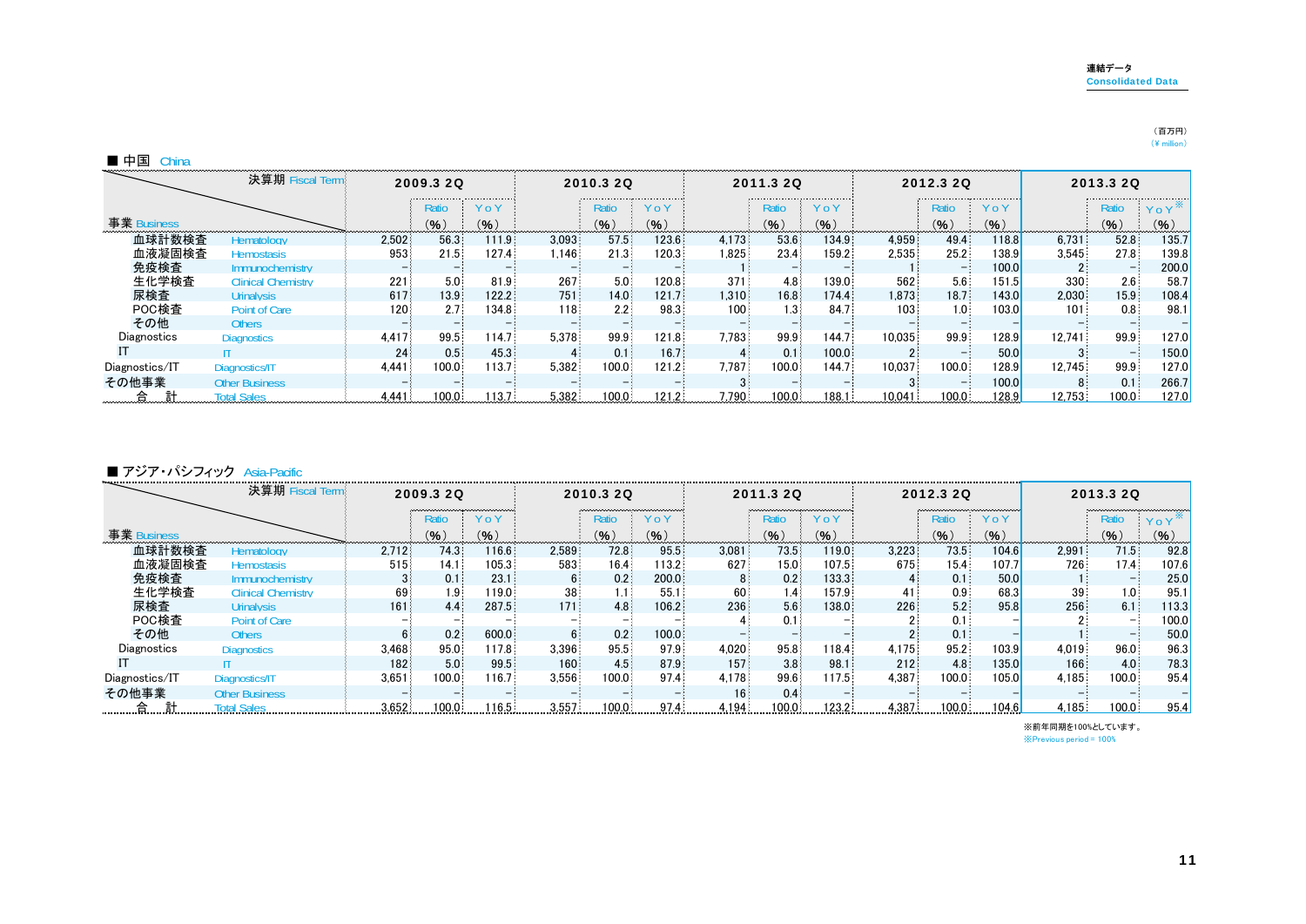連結データ
Consolidated Data

（百万円）
（¥ million）

■ 中国 China

| 事業 Business ＼ 決算期 Fiscal Term | | 2009.3 2Q | | | 2010.3 2Q | | | 2011.3 2Q | | | 2012.3 2Q | | | 2013.3 2Q | | |
|---|---|---|---|---|---|---|---|---|---|---|---|---|---|---|---|---|
| | | | Ratio (%) | YoY (%) | | Ratio (%) | YoY (%) | | Ratio (%) | YoY (%) | | Ratio (%) | YoY (%) | | Ratio (%) | YoY※ (%) |
| 血球計数検査 | Hematology | 2,502 | 56.3 | 111.9 | 3,093 | 57.5 | 123.6 | 4,173 | 53.6 | 134.9 | 4,959 | 49.4 | 118.8 | 6,731 | 52.8 | 135.7 |
| 血液凝固検査 | Hemostasis | 953 | 21.5 | 127.4 | 1,146 | 21.3 | 120.3 | 1,825 | 23.4 | 159.2 | 2,535 | 25.2 | 138.9 | 3,545 | 27.8 | 139.8 |
| 免疫検査 | Immunochemistry | – | – | – | – | – | – | 1 | – | – | 1 | – | 100.0 | 2 | – | 200.0 |
| 生化学検査 | Clinical Chemistry | 221 | 5.0 | 81.9 | 267 | 5.0 | 120.8 | 371 | 4.8 | 139.0 | 562 | 5.6 | 151.5 | 330 | 2.6 | 58.7 |
| 尿検査 | Urinalysis | 617 | 13.9 | 122.2 | 751 | 14.0 | 121.7 | 1,310 | 16.8 | 174.4 | 1,873 | 18.7 | 143.0 | 2,030 | 15.9 | 108.4 |
| POC検査 | Point of Care | 120 | 2.7 | 134.8 | 118 | 2.2 | 98.3 | 100 | 1.3 | 84.7 | 103 | 1.0 | 103.0 | 101 | 0.8 | 98.1 |
| その他 | Others | – | – | – | – | – | – | – | – | – | – | – | – | – | – | – |
| Diagnostics | Diagnostics | 4,417 | 99.5 | 114.7 | 5,378 | 99.9 | 121.8 | 7,783 | 99.9 | 144.7 | 10,035 | 99.9 | 128.9 | 12,741 | 99.9 | 127.0 |
| IT | IT | 24 | 0.5 | 45.3 | 4 | 0.1 | 16.7 | 4 | 0.1 | 100.0 | 2 | – | 50.0 | 3 | – | 150.0 |
| Diagnostics/IT | Diagnostics/IT | 4,441 | 100.0 | 113.7 | 5,382 | 100.0 | 121.2 | 7,787 | 100.0 | 144.7 | 10,037 | 100.0 | 128.9 | 12,745 | 99.9 | 127.0 |
| その他事業 | Other Business | – | – | – | – | – | – | 3 | – | – | 3 | – | 100.0 | 8 | 0.1 | 266.7 |
| 合　計 | Total Sales | 4,441 | 100.0 | 113.7 | 5,382 | 100.0 | 121.2 | 7,790 | 100.0 | 188.1 | 10,041 | 100.0 | 128.9 | 12,753 | 100.0 | 127.0 |

■ アジア・パシフィック Asia-Pacific

| 事業 Business ＼ 決算期 Fiscal Term | | 2009.3 2Q | | | 2010.3 2Q | | | 2011.3 2Q | | | 2012.3 2Q | | | 2013.3 2Q | | |
|---|---|---|---|---|---|---|---|---|---|---|---|---|---|---|---|---|
| | | | Ratio (%) | YoY (%) | | Ratio (%) | YoY (%) | | Ratio (%) | YoY (%) | | Ratio (%) | YoY (%) | | Ratio (%) | YoY※ (%) |
| 血球計数検査 | Hematology | 2,712 | 74.3 | 116.6 | 2,589 | 72.8 | 95.5 | 3,081 | 73.5 | 119.0 | 3,223 | 73.5 | 104.6 | 2,991 | 71.5 | 92.8 |
| 血液凝固検査 | Hemostasis | 515 | 14.1 | 105.3 | 583 | 16.4 | 113.2 | 627 | 15.0 | 107.5 | 675 | 15.4 | 107.7 | 726 | 17.4 | 107.6 |
| 免疫検査 | Immunochemistry | 3 | 0.1 | 23.1 | 6 | 0.2 | 200.0 | 8 | 0.2 | 133.3 | 4 | 0.1 | 50.0 | 1 | – | 25.0 |
| 生化学検査 | Clinical Chemistry | 69 | 1.9 | 119.0 | 38 | 1.1 | 55.1 | 60 | 1.4 | 157.9 | 41 | 0.9 | 68.3 | 39 | 1.0 | 95.1 |
| 尿検査 | Urinalysis | 161 | 4.4 | 287.5 | 171 | 4.8 | 106.2 | 236 | 5.6 | 138.0 | 226 | 5.2 | 95.8 | 256 | 6.1 | 113.3 |
| POC検査 | Point of Care | – | – | – | – | – | – | 4 | 0.1 | – | 2 | 0.1 | – | 2 | – | 100.0 |
| その他 | Others | 6 | 0.2 | 600.0 | 6 | 0.2 | 100.0 | – | – | – | 2 | 0.1 | – | 1 | – | 50.0 |
| Diagnostics | Diagnostics | 3,468 | 95.0 | 117.8 | 3,396 | 95.5 | 97.9 | 4,020 | 95.8 | 118.4 | 4,175 | 95.2 | 103.9 | 4,019 | 96.0 | 96.3 |
| IT | IT | 182 | 5.0 | 99.5 | 160 | 4.5 | 87.9 | 157 | 3.8 | 98.1 | 212 | 4.8 | 135.0 | 166 | 4.0 | 78.3 |
| Diagnostics/IT | Diagnostics/IT | 3,651 | 100.0 | 116.7 | 3,556 | 100.0 | 97.4 | 4,178 | 99.6 | 117.5 | 4,387 | 100.0 | 105.0 | 4,185 | 100.0 | 95.4 |
| その他事業 | Other Business | – | – | – | – | – | – | 16 | 0.4 | – | – | – | – | – | – | – |
| 合　計 | Total Sales | 3,652 | 100.0 | 116.5 | 3,557 | 100.0 | 97.4 | 4,194 | 100.0 | 123.2 | 4,387 | 100.0 | 104.6 | 4,185 | 100.0 | 95.4 |

※前年同期を100%としています。
※Previous period = 100%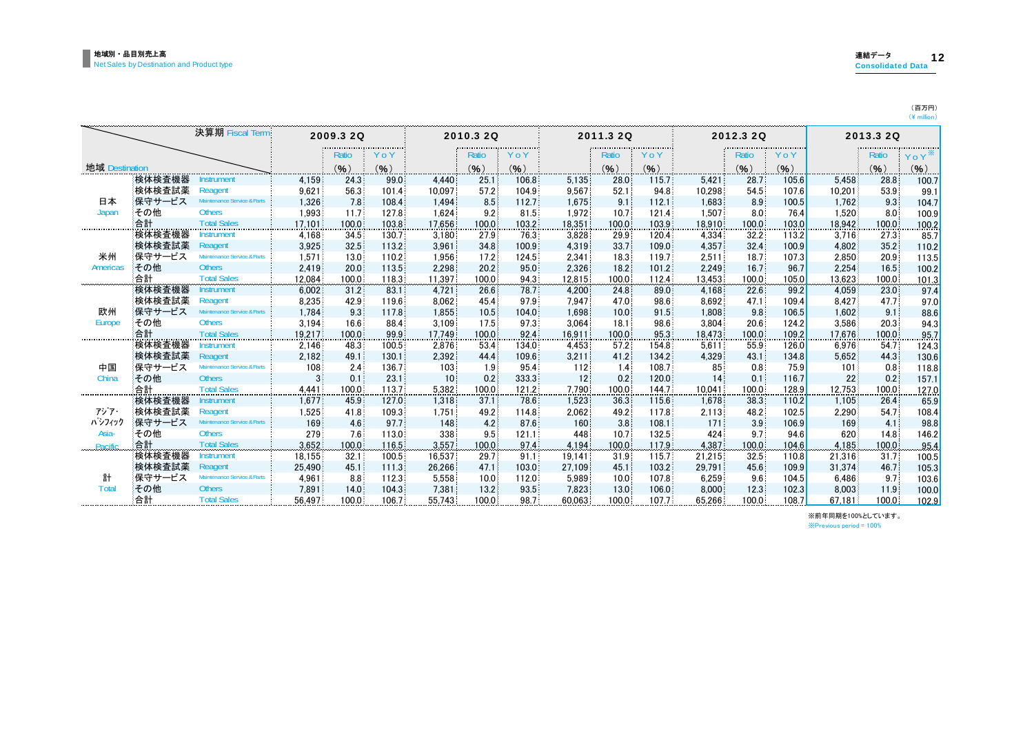## 地域別・品目別売上高
Net Sales by Destination and Product type

（百万円）
（¥ million）

| 地域 Destination | 決算期 Fiscal Term | | 2009.3 2Q | Ratio (%) | YoY (%) | 2010.3 2Q | Ratio (%) | YoY (%) | 2011.3 2Q | Ratio (%) | YoY (%) | 2012.3 2Q | Ratio (%) | YoY (%) | 2013.3 2Q | Ratio (%) | YoY※ (%) |
|---|---|---|---|---|---|---|---|---|---|---|---|---|---|---|---|---|---|
| 日本 Japan | 検体検査機器 | Instrument | 4,159 | 24.3 | 99.0 | 4,440 | 25.1 | 106.8 | 5,135 | 28.0 | 115.7 | 5,421 | 28.7 | 105.6 | 5,458 | 28.8 | 100.7 |
| | 検体検査試薬 | Reagent | 9,621 | 56.3 | 101.4 | 10,097 | 57.2 | 104.9 | 9,567 | 52.1 | 94.8 | 10,298 | 54.5 | 107.6 | 10,201 | 53.9 | 99.1 |
| | 保守サービス | Maintenance Service & Parts | 1,326 | 7.8 | 108.4 | 1,494 | 8.5 | 112.7 | 1,675 | 9.1 | 112.1 | 1,683 | 8.9 | 100.5 | 1,762 | 9.3 | 104.7 |
| | その他 | Others | 1,993 | 11.7 | 127.8 | 1,624 | 9.2 | 81.5 | 1,972 | 10.7 | 121.4 | 1,507 | 8.0 | 76.4 | 1,520 | 8.0 | 100.9 |
| | 合計 | Total Sales | 17,101 | 100.0 | 103.8 | 17,656 | 100.0 | 103.2 | 18,351 | 100.0 | 103.9 | 18,910 | 100.0 | 103.0 | 18,942 | 100.0 | 100.2 |
| 米州 Americas | 検体検査機器 | Instrument | 4,168 | 34.5 | 130.7 | 3,180 | 27.9 | 76.3 | 3,828 | 29.9 | 120.4 | 4,334 | 32.2 | 113.2 | 3,716 | 27.3 | 85.7 |
| | 検体検査試薬 | Reagent | 3,925 | 32.5 | 113.2 | 3,961 | 34.8 | 100.9 | 4,319 | 33.7 | 109.0 | 4,357 | 32.4 | 100.9 | 4,802 | 35.2 | 110.2 |
| | 保守サービス | Maintenance Service & Parts | 1,571 | 13.0 | 110.2 | 1,956 | 17.2 | 124.5 | 2,341 | 18.3 | 119.7 | 2,511 | 18.7 | 107.3 | 2,850 | 20.9 | 113.5 |
| | その他 | Others | 2,419 | 20.0 | 113.5 | 2,298 | 20.2 | 95.0 | 2,326 | 18.2 | 101.2 | 2,249 | 16.7 | 96.7 | 2,254 | 16.5 | 100.2 |
| | 合計 | Total Sales | 12,084 | 100.0 | 118.3 | 11,397 | 100.0 | 94.3 | 12,815 | 100.0 | 112.4 | 13,453 | 100.0 | 105.0 | 13,623 | 100.0 | 101.3 |
| 欧州 Europe | 検体検査機器 | Instrument | 6,002 | 31.2 | 83.1 | 4,721 | 26.6 | 78.7 | 4,200 | 24.8 | 89.0 | 4,168 | 22.6 | 99.2 | 4,059 | 23.0 | 97.4 |
| | 検体検査試薬 | Reagent | 8,235 | 42.9 | 119.6 | 8,062 | 45.4 | 97.9 | 7,947 | 47.0 | 98.6 | 8,692 | 47.1 | 109.4 | 8,427 | 47.7 | 97.0 |
| | 保守サービス | Maintenance Service & Parts | 1,784 | 9.3 | 117.8 | 1,855 | 10.5 | 104.0 | 1,698 | 10.0 | 91.5 | 1,808 | 9.8 | 106.5 | 1,602 | 9.1 | 88.6 |
| | その他 | Others | 3,194 | 16.6 | 88.4 | 3,109 | 17.5 | 97.3 | 3,064 | 18.1 | 98.6 | 3,804 | 20.6 | 124.2 | 3,586 | 20.3 | 94.3 |
| | 合計 | Total Sales | 19,217 | 100.0 | 99.9 | 17,749 | 100.0 | 92.4 | 16,911 | 100.0 | 95.3 | 18,473 | 100.0 | 109.2 | 17,676 | 100.0 | 95.7 |
| 中国 China | 検体検査機器 | Instrument | 2,146 | 48.3 | 100.5 | 2,876 | 53.4 | 134.0 | 4,453 | 57.2 | 154.8 | 5,611 | 55.9 | 126.0 | 6,976 | 54.7 | 124.3 |
| | 検体検査試薬 | Reagent | 2,182 | 49.1 | 130.1 | 2,392 | 44.4 | 109.6 | 3,211 | 41.2 | 134.2 | 4,329 | 43.1 | 134.8 | 5,652 | 44.3 | 130.6 |
| | 保守サービス | Maintenance Service & Parts | 108 | 2.4 | 136.7 | 103 | 1.9 | 95.4 | 112 | 1.4 | 108.7 | 85 | 0.8 | 75.9 | 101 | 0.8 | 118.8 |
| | その他 | Others | 3 | 0.1 | 23.1 | 10 | 0.2 | 333.3 | 12 | 0.2 | 120.0 | 14 | 0.1 | 116.7 | 22 | 0.2 | 157.1 |
| | 合計 | Total Sales | 4,441 | 100.0 | 113.7 | 5,382 | 100.0 | 121.2 | 7,790 | 100.0 | 144.7 | 10,041 | 100.0 | 128.9 | 12,753 | 100.0 | 127.0 |
| ｱｼﾞｱ･ﾊﾟｼﾌｨｯｸ Asia-Pacific | 検体検査機器 | Instrument | 1,677 | 45.9 | 127.0 | 1,318 | 37.1 | 78.6 | 1,523 | 36.3 | 115.6 | 1,678 | 38.3 | 110.2 | 1,105 | 26.4 | 65.9 |
| | 検体検査試薬 | Reagent | 1,525 | 41.8 | 109.3 | 1,751 | 49.2 | 114.8 | 2,062 | 49.2 | 117.8 | 2,113 | 48.2 | 102.5 | 2,290 | 54.7 | 108.4 |
| | 保守サービス | Maintenance Service & Parts | 169 | 4.6 | 97.7 | 148 | 4.2 | 87.6 | 160 | 3.8 | 108.1 | 171 | 3.9 | 106.9 | 169 | 4.1 | 98.8 |
| | その他 | Others | 279 | 7.6 | 113.0 | 338 | 9.5 | 121.1 | 448 | 10.7 | 132.5 | 424 | 9.7 | 94.6 | 620 | 14.8 | 146.2 |
| | 合計 | Total Sales | 3,652 | 100.0 | 116.5 | 3,557 | 100.0 | 97.4 | 4,194 | 100.0 | 117.9 | 4,387 | 100.0 | 104.6 | 4,185 | 100.0 | 95.4 |
| 計 Total | 検体検査機器 | Instrument | 18,155 | 32.1 | 100.5 | 16,537 | 29.7 | 91.1 | 19,141 | 31.9 | 115.7 | 21,215 | 32.5 | 110.8 | 21,316 | 31.7 | 100.5 |
| | 検体検査試薬 | Reagent | 25,490 | 45.1 | 111.3 | 26,266 | 47.1 | 103.0 | 27,109 | 45.1 | 103.2 | 29,791 | 45.6 | 109.9 | 31,374 | 46.7 | 105.3 |
| | 保守サービス | Maintenance Service & Parts | 4,961 | 8.8 | 112.3 | 5,558 | 10.0 | 112.0 | 5,989 | 10.0 | 107.8 | 6,259 | 9.6 | 104.5 | 6,486 | 9.7 | 103.6 |
| | その他 | Others | 7,891 | 14.0 | 104.3 | 7,381 | 13.2 | 93.5 | 7,823 | 13.0 | 106.0 | 8,000 | 12.3 | 102.3 | 8,003 | 11.9 | 100.0 |
| | 合計 | Total Sales | 56,497 | 100.0 | 106.7 | 55,743 | 100.0 | 98.7 | 60,063 | 100.0 | 107.7 | 65,266 | 100.0 | 108.7 | 67,181 | 100.0 | 102.9 |

※前年同期を100%としています。
※Previous period = 100%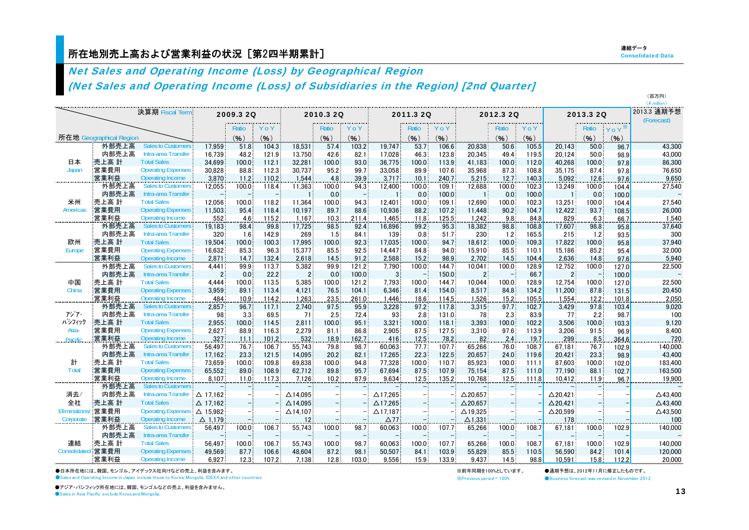# 所在地別売上高および営業利益の状況［第2四半期累計］

連結データ
Consolidated Data

## *Net Sales and Operating Income (Loss) by Geographical Region*
## *(Net Sales and Operating Income (Loss) of Subsidiaries in the Region) [2nd Quarter]*

（百万円）
（¥ million）

| 所在地 Geographical Region | 決算期 Fiscal Term | | 2009.3 2Q | Ratio (%) | YoY (%) | 2010.3 2Q | Ratio (%) | YoY (%) | 2011.3 2Q | Ratio (%) | YoY (%) | 2012.3 2Q | Ratio (%) | YoY (%) | 2013.3 2Q | Ratio (%) | YoY※ (%) | 2013.3 通期予想 (Forecast) |
|---|---|---|---|---|---|---|---|---|---|---|---|---|---|---|---|---|---|---|
| 日本 Japan | 外部売上高 | Sales to Customers | 17,959 | 51.8 | 104.3 | 18,531 | 57.4 | 103.2 | 19,747 | 53.7 | 106.6 | 20,838 | 50.6 | 105.5 | 20,143 | 50.0 | 96.7 | 43,300 |
| | 内部売上高 | Intra-area Transfer | 16,739 | 48.2 | 121.9 | 13,750 | 42.6 | 82.1 | 17,028 | 46.3 | 123.8 | 20,345 | 49.4 | 119.5 | 20,124 | 50.0 | 98.9 | 43,000 |
| | 売上高 計 | Total Sales | 34,699 | 100.0 | 112.1 | 32,281 | 100.0 | 93.0 | 36,775 | 100.0 | 113.9 | 41,183 | 100.0 | 112.0 | 40,268 | 100.0 | 97.8 | 86,300 |
| | 営業費用 | Operating Expenses | 30,828 | 88.8 | 112.3 | 30,737 | 95.2 | 99.7 | 33,058 | 89.9 | 107.6 | 35,968 | 87.3 | 108.8 | 35,175 | 87.4 | 97.8 | 76,650 |
| | 営業利益 | Operating Income | 3,870 | 11.2 | 110.2 | 1,544 | 4.8 | 39.9 | 3,717 | 10.1 | 240.7 | 5,215 | 12.7 | 140.3 | 5,092 | 12.6 | 97.6 | 9,650 |
| 米州 Americas | 外部売上高 | Sales to Customers | 12,055 | 100.0 | 118.4 | 11,363 | 100.0 | 94.3 | 12,400 | 100.0 | 109.1 | 12,688 | 100.0 | 102.3 | 13,249 | 100.0 | 104.4 | 27,540 |
| | 内部売上高 | Intra-area Transfer | – | – | – | 1 | 0.0 | – | 1 | 0.0 | 100.0 | 1 | 0.0 | 100.0 | 1 | 0.0 | 100.0 | – |
| | 売上高 計 | Total Sales | 12,056 | 100.0 | 118.2 | 11,364 | 100.0 | 94.3 | 12,401 | 100.0 | 109.1 | 12,690 | 100.0 | 102.3 | 13,251 | 100.0 | 104.4 | 27,540 |
| | 営業費用 | Operating Expenses | 11,503 | 95.4 | 118.4 | 10,197 | 89.7 | 88.6 | 10,936 | 88.2 | 107.2 | 11,448 | 90.2 | 104.7 | 12,422 | 93.7 | 108.5 | 26,000 |
| | 営業利益 | Operating Income | 552 | 4.6 | 115.2 | 1,167 | 10.3 | 211.4 | 1,465 | 11.8 | 125.5 | 1,242 | 9.8 | 84.8 | 829 | 6.3 | 66.7 | 1,540 |
| 欧州 Europe | 外部売上高 | Sales to Customers | 19,183 | 98.4 | 99.8 | 17,725 | 98.5 | 92.4 | 16,896 | 99.2 | 95.3 | 18,382 | 98.8 | 108.8 | 17,607 | 98.8 | 95.8 | 37,640 |
| | 内部売上高 | Intra-area Transfer | 320 | 1.6 | 142.9 | 269 | 1.5 | 84.1 | 139 | 0.8 | 51.7 | 230 | 1.2 | 165.5 | 215 | 1.2 | 93.5 | 300 |
| | 売上高 計 | Total Sales | 19,504 | 100.0 | 100.3 | 17,995 | 100.0 | 92.3 | 17,035 | 100.0 | 94.7 | 18,612 | 100.0 | 109.3 | 17,822 | 100.0 | 95.8 | 37,940 |
| | 営業費用 | Operating Expenses | 16,632 | 85.3 | 96.3 | 15,377 | 85.5 | 92.5 | 14,447 | 84.8 | 94.0 | 15,910 | 85.5 | 110.1 | 15,186 | 85.2 | 95.4 | 32,000 |
| | 営業利益 | Operating Income | 2,871 | 14.7 | 132.4 | 2,618 | 14.5 | 91.2 | 2,588 | 15.2 | 98.9 | 2,702 | 14.5 | 104.4 | 2,636 | 14.8 | 97.6 | 5,940 |
| 中国 China | 外部売上高 | Sales to Customers | 4,441 | 99.9 | 113.7 | 5,382 | 99.9 | 121.2 | 7,790 | 100.0 | 144.7 | 10,041 | 100.0 | 128.9 | 12,752 | 100.0 | 127.0 | 22,500 |
| | 内部売上高 | Intra-area Transfer | 2 | 0.0 | 22.2 | 2 | 0.0 | 100.0 | 3 | – | 150.0 | 2 | – | 66.7 | 2 | – | 100.0 | – |
| | 売上高 計 | Total Sales | 4,444 | 100.0 | 113.5 | 5,385 | 100.0 | 121.2 | 7,793 | 100.0 | 144.7 | 10,044 | 100.0 | 128.9 | 12,754 | 100.0 | 127.0 | 22,500 |
| | 営業費用 | Operating Expenses | 3,959 | 89.1 | 113.4 | 4,121 | 76.5 | 104.1 | 6,346 | 81.4 | 154.0 | 8,517 | 84.8 | 134.2 | 11,200 | 87.8 | 131.5 | 20,450 |
| | 営業利益 | Operating Income | 484 | 10.9 | 114.2 | 1,263 | 23.5 | 261.0 | 1,446 | 18.6 | 114.5 | 1,526 | 15.2 | 105.5 | 1,554 | 12.2 | 101.8 | 2,050 |
| アジア・パシフィック Asia-Pacific | 外部売上高 | Sales to Customers | 2,857 | 96.7 | 117.1 | 2,740 | 97.5 | 95.9 | 3,228 | 97.2 | 117.8 | 3,315 | 97.7 | 102.7 | 3,429 | 97.8 | 103.4 | 9,020 |
| | 内部売上高 | Intra-area Transfer | 98 | 3.3 | 69.5 | 71 | 2.5 | 72.4 | 93 | 2.8 | 131.0 | 78 | 2.3 | 83.9 | 77 | 2.2 | 98.7 | 100 |
| | 売上高 計 | Total Sales | 2,955 | 100.0 | 114.5 | 2,811 | 100.0 | 95.1 | 3,321 | 100.0 | 118.1 | 3,393 | 100.0 | 102.2 | 3,506 | 100.0 | 103.3 | 9,120 |
| | 営業費用 | Operating Expenses | 2,627 | 88.9 | 116.3 | 2,279 | 81.1 | 86.8 | 2,905 | 87.5 | 127.5 | 3,310 | 97.6 | 113.9 | 3,206 | 91.5 | 96.9 | 8,400 |
| | 営業利益 | Operating Income | 327 | 11.1 | 101.2 | 532 | 18.9 | 162.7 | 416 | 12.5 | 78.2 | 82 | 2.4 | 19.7 | 299 | 8.5 | 364.6 | 720 |
| 計 Total | 外部売上高 | Sales to Customers | 56,497 | 76.7 | 106.7 | 55,743 | 79.8 | 98.7 | 60,063 | 77.7 | 107.7 | 65,266 | 76.0 | 108.7 | 67,181 | 76.7 | 102.9 | 140,000 |
| | 内部売上高 | Intra-area Transfer | 17,162 | 23.3 | 121.5 | 14,095 | 20.2 | 82.1 | 17,265 | 22.3 | 122.5 | 20,657 | 24.0 | 119.6 | 20,421 | 23.3 | 98.9 | 43,400 |
| | 売上高 計 | Total Sales | 73,659 | 100.0 | 109.8 | 69,838 | 100.0 | 94.8 | 77,328 | 100.0 | 110.7 | 85,923 | 100.0 | 111.1 | 87,603 | 100.0 | 102.0 | 183,400 |
| | 営業費用 | Operating Expenses | 65,552 | 89.0 | 108.9 | 62,712 | 89.8 | 95.7 | 67,694 | 87.5 | 107.9 | 75,154 | 87.5 | 111.0 | 77,190 | 88.1 | 102.7 | 163,500 |
| | 営業利益 | Operating Income | 8,107 | 11.0 | 117.3 | 7,126 | 10.2 | 87.9 | 9,634 | 12.5 | 135.2 | 10,768 | 12.5 | 111.8 | 10,412 | 11.9 | 96.7 | 19,900 |
| 消去/全社 Eliminations/Corporate | 外部売上高 | Sales to Customers | – | – | – | – | – | – | – | – | – | – | – | – | – | – | – | – |
| | 内部売上高 | Intra-area Transfer | △17,162 | – | – | △14,095 | – | – | △17,265 | – | – | △20,657 | – | – | △20,421 | – | – | △43,400 |
| | 売上高 計 | Total Sales | △17,162 | – | – | △14,095 | – | – | △17,265 | – | – | △20,657 | – | – | △20,421 | – | – | △43,400 |
| | 営業費用 | Operating Expenses | △15,982 | – | – | △14,107 | – | – | △17,187 | – | – | △19,325 | – | – | △20,599 | – | – | △43,500 |
| | 営業利益 | Operating Income | △1,179 | – | – | 12 | – | – | △77 | – | – | △1,331 | – | – | 178 | – | – | 100 |
| 連結 Consolidated | 外部売上高 | Sales to Customers | 56,497 | 100.0 | 106.7 | 55,743 | 100.0 | 98.7 | 60,063 | 100.0 | 107.7 | 65,266 | 100.0 | 108.7 | 67,181 | 100.0 | 102.9 | 140,000 |
| | 内部売上高 | Intra-area Transfer | – | – | – | – | – | – | – | – | – | – | – | – | – | – | – | – |
| | 売上高 計 | Total Sales | 56,497 | 100.0 | 106.7 | 55,743 | 100.0 | 98.7 | 60,063 | 100.0 | 107.7 | 65,266 | 100.0 | 108.7 | 67,181 | 100.0 | 102.9 | 140,000 |
| | 営業費用 | Operating Expenses | 49,569 | 87.7 | 106.6 | 48,604 | 87.2 | 98.1 | 50,507 | 84.1 | 103.9 | 55,829 | 85.5 | 110.5 | 56,590 | 84.2 | 101.4 | 120,000 |
| | 営業利益 | Operating Income | 6,927 | 12.3 | 107.2 | 7,138 | 12.8 | 103.0 | 9,556 | 15.9 | 133.9 | 9,437 | 14.5 | 98.8 | 10,591 | 15.8 | 112.2 | 20,000 |

●日本所在地には、韓国、モンゴル、アイデックス社向けなどの売上、利益を含みます。
●Sales and Operating Income in Japan include those to Korea, Mongolia, IDEXX and other countries.

●アジア・パシフィック所在地には、韓国、モンゴルなどの売上、利益を含みません。
●Sales in Asia Pacific exclude Korea and Mongolia.

※前年同期を100%としています。
※Previous period = 100%

●通期予想は、2012年11月に修正したものです。
●Business forecast was revised in November 2012.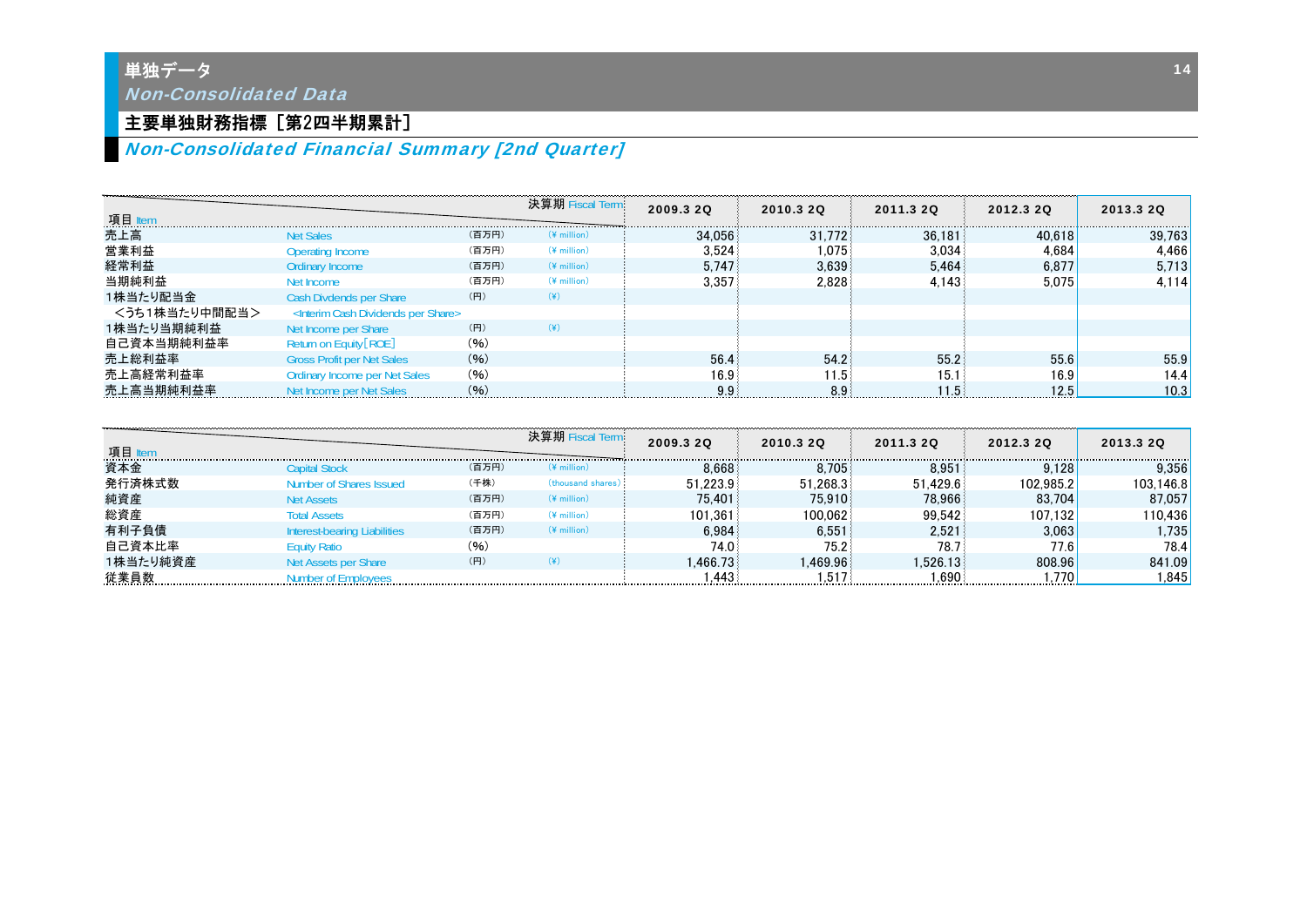# 単独データ
*Non-Consolidated Data*

## 主要単独財務指標［第2四半期累計］
*Non-Consolidated Financial Summary [2nd Quarter]*

| 項目 Item | | | | 2009.3 2Q | 2010.3 2Q | 2011.3 2Q | 2012.3 2Q | 2013.3 2Q |
|---|---|---|---|---|---|---|---|---|
| 売上高 | Net Sales | (百万円) | (¥ million) | 34,056 | 31,772 | 36,181 | 40,618 | 39,763 |
| 営業利益 | Operating Income | (百万円) | (¥ million) | 3,524 | 1,075 | 3,034 | 4,684 | 4,466 |
| 経常利益 | Ordinary Income | (百万円) | (¥ million) | 5,747 | 3,639 | 5,464 | 6,877 | 5,713 |
| 当期純利益 | Net Income | (百万円) | (¥ million) | 3,357 | 2,828 | 4,143 | 5,075 | 4,114 |
| 1株当たり配当金 | Cash Dividends per Share | (円) | (¥) | | | | | |
| ＜うち1株当たり中間配当＞ | <Interim Cash Dividends per Share> | | | | | | | |
| 1株当たり当期純利益 | Net Income per Share | (円) | (¥) | | | | | |
| 自己資本当期純利益率 | Return on Equity[ROE] | (%) | | | | | | |
| 売上総利益率 | Gross Profit per Net Sales | (%) | | 56.4 | 54.2 | 55.2 | 55.6 | 55.9 |
| 売上高経常利益率 | Ordinary Income per Net Sales | (%) | | 16.9 | 11.5 | 15.1 | 16.9 | 14.4 |
| 売上高当期純利益率 | Net Income per Net Sales | (%) | | 9.9 | 8.9 | 11.5 | 12.5 | 10.3 |

| 項目 Item | | | | 2009.3 2Q | 2010.3 2Q | 2011.3 2Q | 2012.3 2Q | 2013.3 2Q |
|---|---|---|---|---|---|---|---|---|
| 資本金 | Capital Stock | (百万円) | (¥ million) | 8,668 | 8,705 | 8,951 | 9,128 | 9,356 |
| 発行済株式数 | Number of Shares Issued | (千株) | (thousand shares) | 51,223.9 | 51,268.3 | 51,429.6 | 102,985.2 | 103,146.8 |
| 純資産 | Net Assets | (百万円) | (¥ million) | 75,401 | 75,910 | 78,966 | 83,704 | 87,057 |
| 総資産 | Total Assets | (百万円) | (¥ million) | 101,361 | 100,062 | 99,542 | 107,132 | 110,436 |
| 有利子負債 | Interest-bearing Liabilities | (百万円) | (¥ million) | 6,984 | 6,551 | 2,521 | 3,063 | 1,735 |
| 自己資本比率 | Equity Ratio | (%) | | 74.0 | 75.2 | 78.7 | 77.6 | 78.4 |
| 1株当たり純資産 | Net Assets per Share | (円) | (¥) | 1,466.73 | 1,469.96 | 1,526.13 | 808.96 | 841.09 |
| 従業員数 | Number of Employees | | | 1,443 | 1,517 | 1,690 | 1,770 | 1,845 |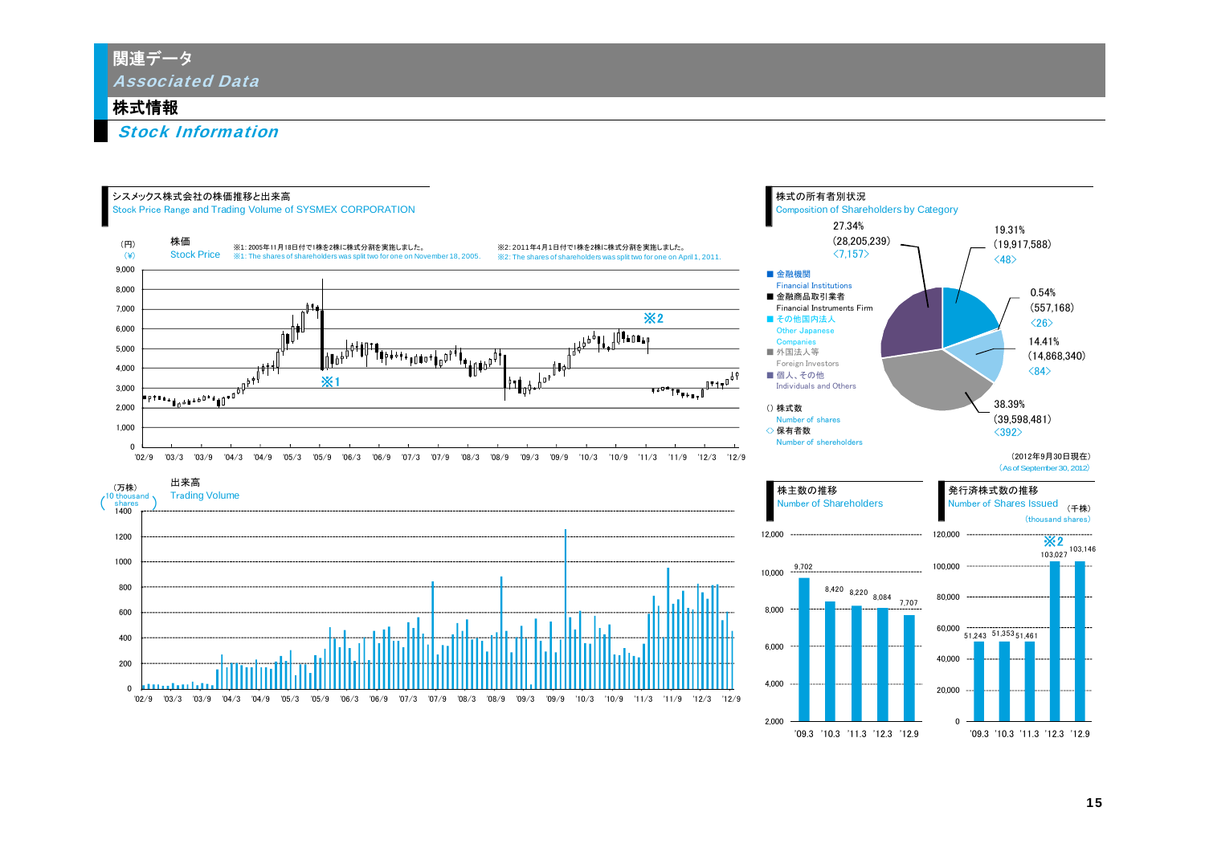# 関連データ
*Associated Data*

## 株式情報
*Stock Information*

### シスメックス株式会社の株価推移と出来高
Stock Price Range and Trading Volume of SYSMEX CORPORATION

株価 Stock Price (円)(¥)

※1: 2005年11月18日付で1株を2株に株式分割を実施しました。
※1: The shares of shareholders was split two for one on November 18, 2005.

※2: 2011年4月1日付で1株を2株に株式分割を実施しました。
※2: The shares of shareholders was split two for one on April 1, 2011.

出来高 Trading Volume (万株)(10 thousand shares)

### 株式の所有者別状況
Composition of Shareholders by Category

| Category | % | 株式数 Number of shares | 保有者数 Number of shareholders |
|---|---|---|---|
| 金融機関 Financial Institutions | 19.31% | (19,917,588) | 〈48〉 |
| 金融商品取引業者 Financial Instruments Firm | 0.54% | (557,168) | 〈26〉 |
| その他国内法人 Other Japanese Companies | 14.41% | (14,868,340) | 〈84〉 |
| 外国法人等 Foreign Investors | 38.39% | (39,598,481) | 〈392〉 |
| 個人、その他 Individuals and Others | 27.34% | (28,205,239) | 〈7,157〉 |

() 株式数 Number of shares
◇ 保有者数 Number of shereholders

(2012年9月30日現在)
(As of September 30, 2012)

### 株主数の推移
Number of Shareholders

| '09.3 | '10.3 | '11.3 | '12.3 | '12.9 |
|---|---|---|---|---|
| 9,702 | 8,420 | 8,220 | 8,084 | 7,707 |

### 発行済株式数の推移
Number of Shares Issued (千株)(thousand shares)

| '09.3 | '10.3 | '11.3 | '12.3 ※2 | '12.9 |
|---|---|---|---|---|
| 51,243 | 51,353 | 51,461 | 103,027 | 103,146 |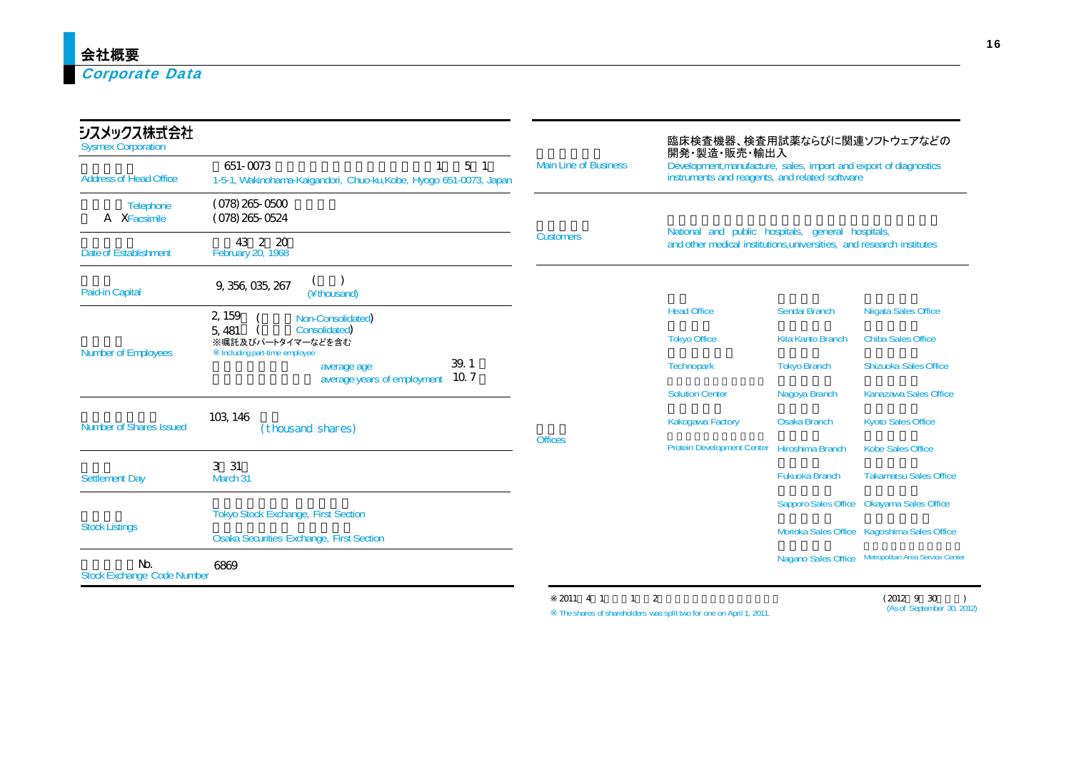# 会社概要

## Corporate Data

| シスメックス株式会社 Sysmex Corporation | |
|---|---|
| Address of Head Office | 651-0073 1 5 1<br>1-5-1, Wakinohama-Kaigandori, Chuo-ku,Kobe, Hyogo 651-0073, Japan |
| Telephone<br>A X Facsimile | (078) 265-0500<br>(078) 265-0524 |
| Date of Establishment | 43 2 20<br>February 20, 1968 |
| Paid-in Capital | 9,356,035,267 ( )<br>(¥thousand) |
| Number of Employees | 2,159 ( Non-Consolidated)<br>5,481 ( Consolidated)<br>※嘱託及びパートタイマーなどを含む<br>※ Including part-time employee<br>average age 39.1<br>average years of employment 10.7 |
| Number of Shares Issued | 103,146<br>(thousand shares) |
| Settlement Day | 3 31<br>March 31 |
| Stock Listings | Tokyo Stock Exchange, First Section<br>Osaka Securities Exchange, First Section |
| No.<br>Stock Exchange Code Number | 6869 |

| | |
|---|---|
| Main Line of Business | 臨床検査機器、検査用試薬ならびに関連ソフトウェアなどの開発・製造・販売・輸出入<br>Development,manufacture, sales, import and export of diagnostics instruments and reagents, and related software |
| Customers | National and public hospitals, general hospitals, and other medical institutions,universities, and research institutes |
| Offices | Head Office<br>Tokyo Office<br>Technopark<br>Solution Center<br>Kakogawa Factory<br>Protein Development Center<br>Sendai Branch<br>Kita Kanto Branch<br>Tokyo Branch<br>Nagoya Branch<br>Osaka Branch<br>Hiroshima Branch<br>Fukuoka Branch<br>Sapporo Sales Office<br>Morioka Sales Office<br>Nagano Sales Office<br>Niigata Sales Office<br>Chiba Sales Office<br>Shizuoka Sales Office<br>Kanazawa Sales Office<br>Kyoto Sales Office<br>Kobe Sales Office<br>Takamatsu Sales Office<br>Okayama Sales Office<br>Kagoshima Sales Office<br>Metropolitan Area Service Center |

※ 2011 4 1 1 2

※ The shares of shareholders was split two for one on April 1, 2011.

( 2012 9 30 )
(As of September 30, 2012)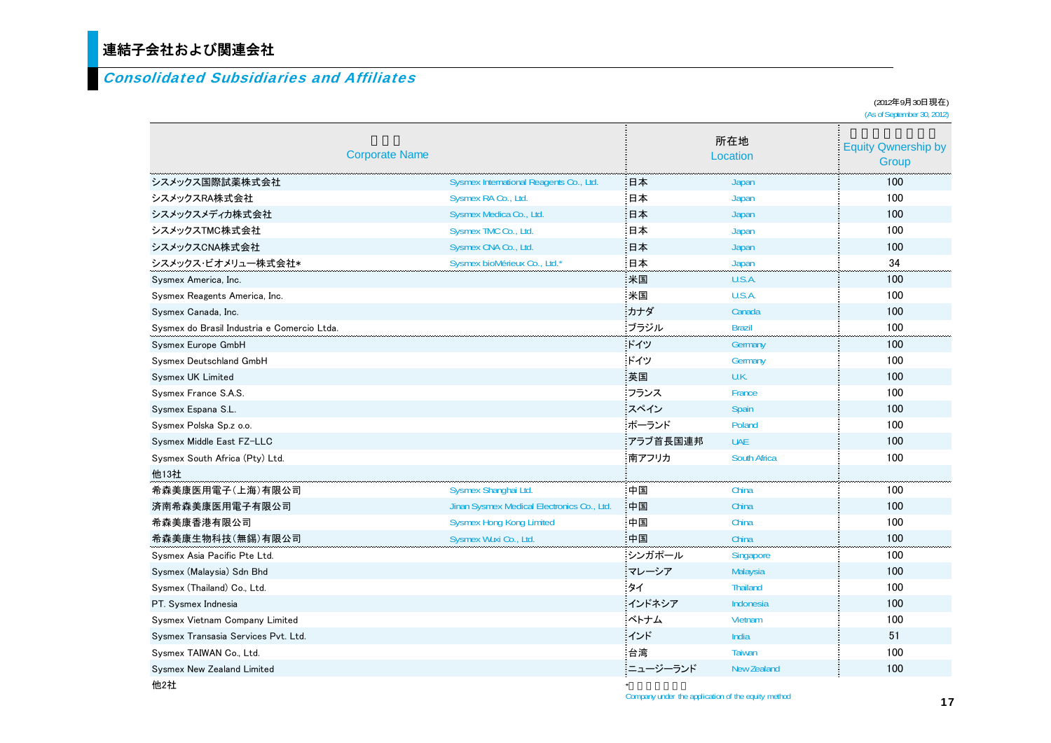# 連結子会社および関連会社

## *Consolidated Subsidiaries and Affiliates*

(2012年9月30日現在)
(As of September 30, 2012)

| Corporate Name | | 所在地 Location | | Equity Qwnership by Group |
|---|---|---|---|---|
| シスメックス国際試薬株式会社 | Sysmex International Reagents Co., Ltd. | 日本 | Japan | 100 |
| シスメックスRA株式会社 | Sysmex RA Co., Ltd. | 日本 | Japan | 100 |
| シスメックスメディカ株式会社 | Sysmex Medica Co., Ltd. | 日本 | Japan | 100 |
| シスメックスTMC株式会社 | Sysmex TMC Co., Ltd. | 日本 | Japan | 100 |
| シスメックスCNA株式会社 | Sysmex CNA Co., Ltd. | 日本 | Japan | 100 |
| シスメックス･ビオメリュー株式会社* | Sysmex bioMérieux Co., Ltd.* | 日本 | Japan | 34 |
| Sysmex America, Inc. | | 米国 | U.S.A. | 100 |
| Sysmex Reagents America, Inc. | | 米国 | U.S.A. | 100 |
| Sysmex Canada, Inc. | | カナダ | Canada | 100 |
| Sysmex do Brasil Industria e Comercio Ltda. | | ブラジル | Brazil | 100 |
| Sysmex Europe GmbH | | ドイツ | Germany | 100 |
| Sysmex Deutschland GmbH | | ドイツ | Germany | 100 |
| Sysmex UK Limited | | 英国 | U.K. | 100 |
| Sysmex France S.A.S. | | フランス | France | 100 |
| Sysmex Espana S.L. | | スペイン | Spain | 100 |
| Sysmex Polska Sp.z o.o. | | ポーランド | Poland | 100 |
| Sysmex Middle East FZ-LLC | | アラブ首長国連邦 | UAE | 100 |
| Sysmex South Africa (Pty) Ltd. | | 南アフリカ | South Africa | 100 |
| 他13社 | | | | |
| 希森美康医用電子(上海)有限公司 | Sysmex Shanghai Ltd. | 中国 | China | 100 |
| 済南希森美康医用電子有限公司 | Jinan Sysmex Medical Electronics Co., Ltd. | 中国 | China | 100 |
| 希森美康香港有限公司 | Sysmex Hong Kong Limited | 中国 | China | 100 |
| 希森美康生物科技(無錫)有限公司 | Sysmex Wuxi Co., Ltd. | 中国 | China | 100 |
| Sysmex Asia Pacific Pte Ltd. | | シンガポール | Singapore | 100 |
| Sysmex (Malaysia) Sdn Bhd | | マレーシア | Malaysia | 100 |
| Sysmex (Thailand) Co., Ltd. | | タイ | Thailand | 100 |
| PT. Sysmex Indnesia | | インドネシア | Indonesia | 100 |
| Sysmex Vietnam Company Limited | | ベトナム | Vietnam | 100 |
| Sysmex Transasia Services Pvt. Ltd. | | インド | India | 51 |
| Sysmex TAIWAN Co., Ltd. | | 台湾 | Taiwan | 100 |
| Sysmex New Zealand Limited | | ニュージーランド | New Zealand | 100 |
| 他2社 | | | | |

*Company under the application of the equity method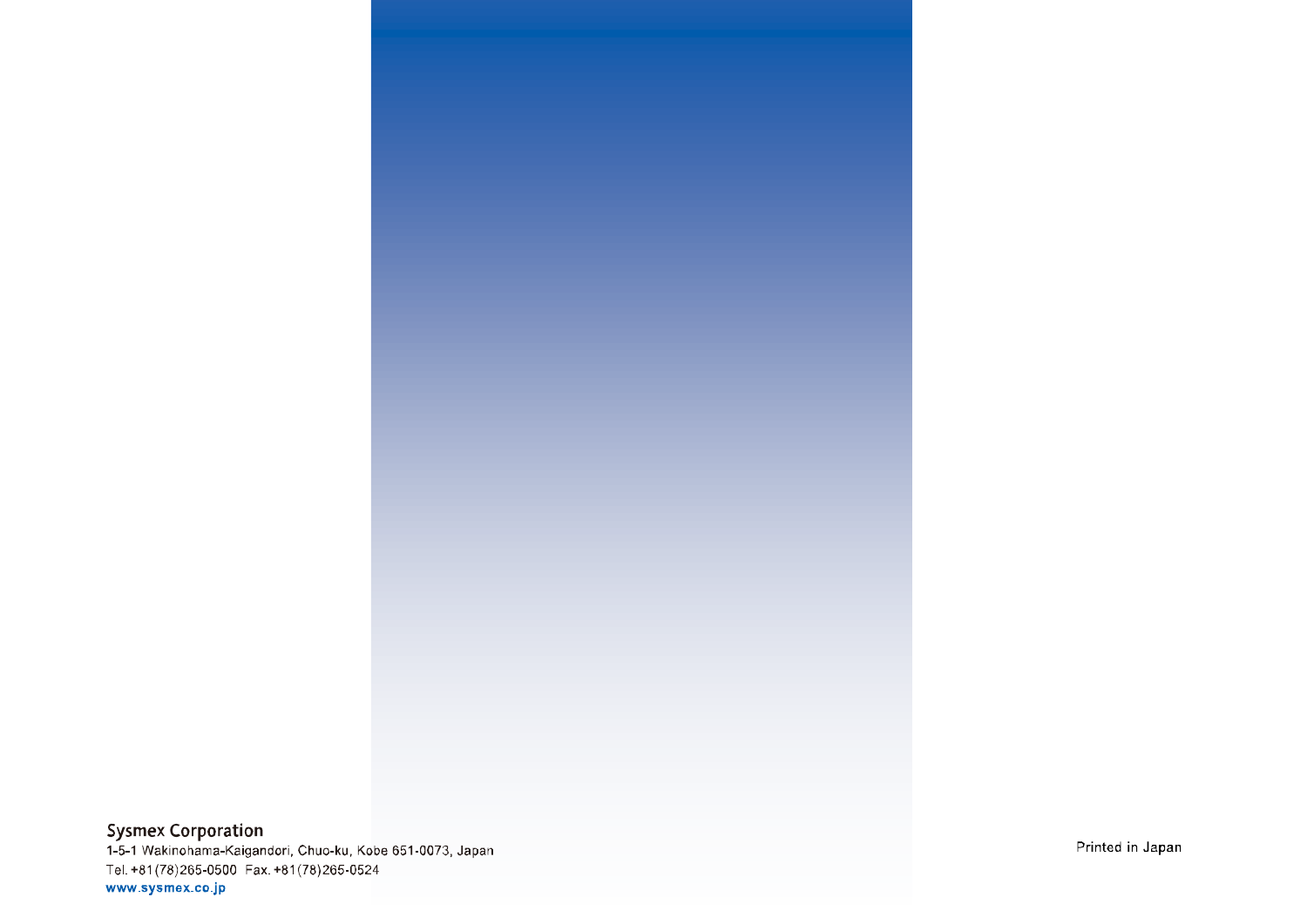**Sysmex Corporation**

1-5-1 Wakinohama-Kaigandori, Chuo-ku, Kobe 651-0073, Japan

Tel. +81(78)265-0500 Fax. +81(78)265-0524

www.sysmex.co.jp

Printed in Japan